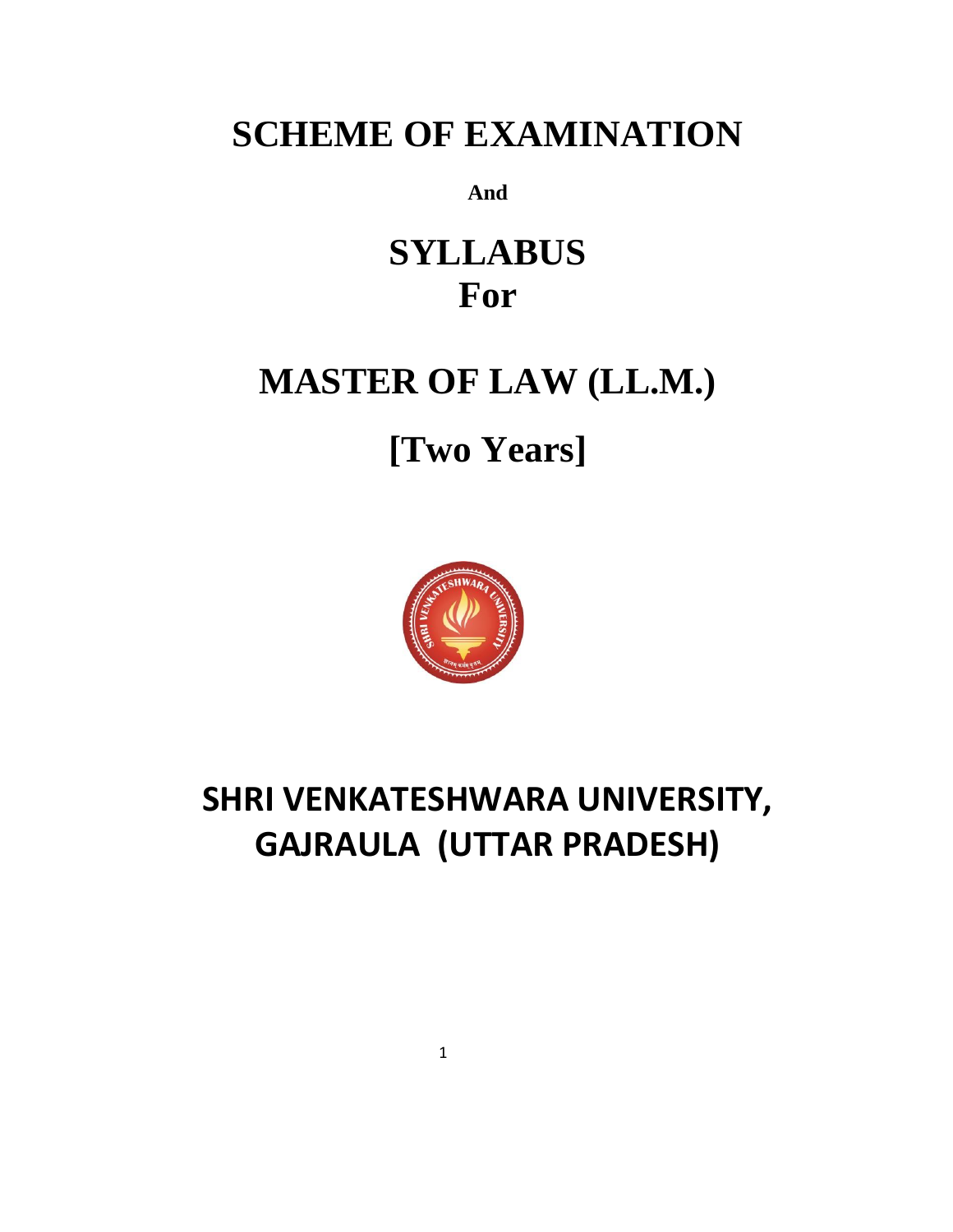# SCHEME OF EXAMINATION

**And**

# SYLLABUS
# For

# MASTER OF LAW (LL.M.)

# [Two Years]

## SHRI VENKATESHWARA UNIVERSITY, GAJRAULA (UTTAR PRADESH)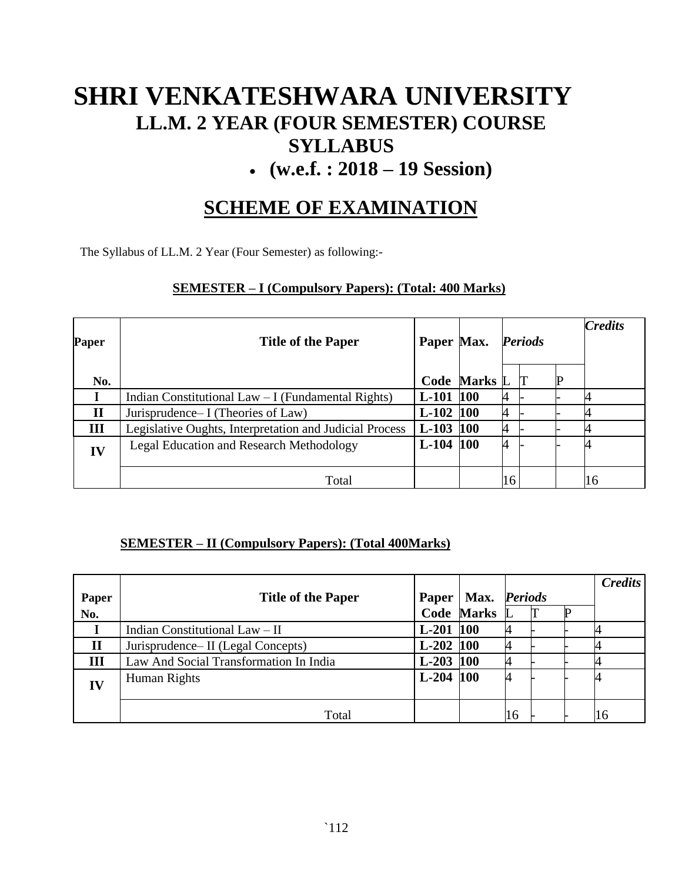# SHRI VENKATESHWARA UNIVERSITY

## LL.M. 2 YEAR (FOUR SEMESTER) COURSE

## SYLLABUS

- **(w.e.f. : 2018 – 19 Session)**

## SCHEME OF EXAMINATION

The Syllabus of LL.M. 2 Year (Four Semester) as following:-

**SEMESTER – I (Compulsory Papers): (Total: 400 Marks)**

| Paper No. | Title of the Paper | Paper Code | Max. Marks | *Periods* | | | *Credits* |
|---|---|---|---|---|---|---|---|
| | | | | L | T | P | |
| I | Indian Constitutional Law – I (Fundamental Rights) | L-101 | 100 | 4 | - | - | 4 |
| II | Jurisprudence– I (Theories of Law) | L-102 | 100 | 4 | - | - | 4 |
| III | Legislative Oughts, Interpretation and Judicial Process | L-103 | 100 | 4 | - | - | 4 |
| IV | Legal Education and Research Methodology | L-104 | 100 | 4 | - | - | 4 |
| | Total | | | 16 | | | 16 |

**SEMESTER – II (Compulsory Papers): (Total 400Marks)**

| Paper No. | Title of the Paper | Paper Code | Max. Marks | *Periods* | | | *Credits* |
|---|---|---|---|---|---|---|---|
| | | | | L | T | P | |
| I | Indian Constitutional Law – II | L-201 | 100 | 4 | - | - | 4 |
| II | Jurisprudence– II (Legal Concepts) | L-202 | 100 | 4 | - | - | 4 |
| III | Law And Social Transformation In India | L-203 | 100 | 4 | - | - | 4 |
| IV | Human Rights | L-204 | 100 | 4 | - | - | 4 |
| | Total | | | 16 | - | - | 16 |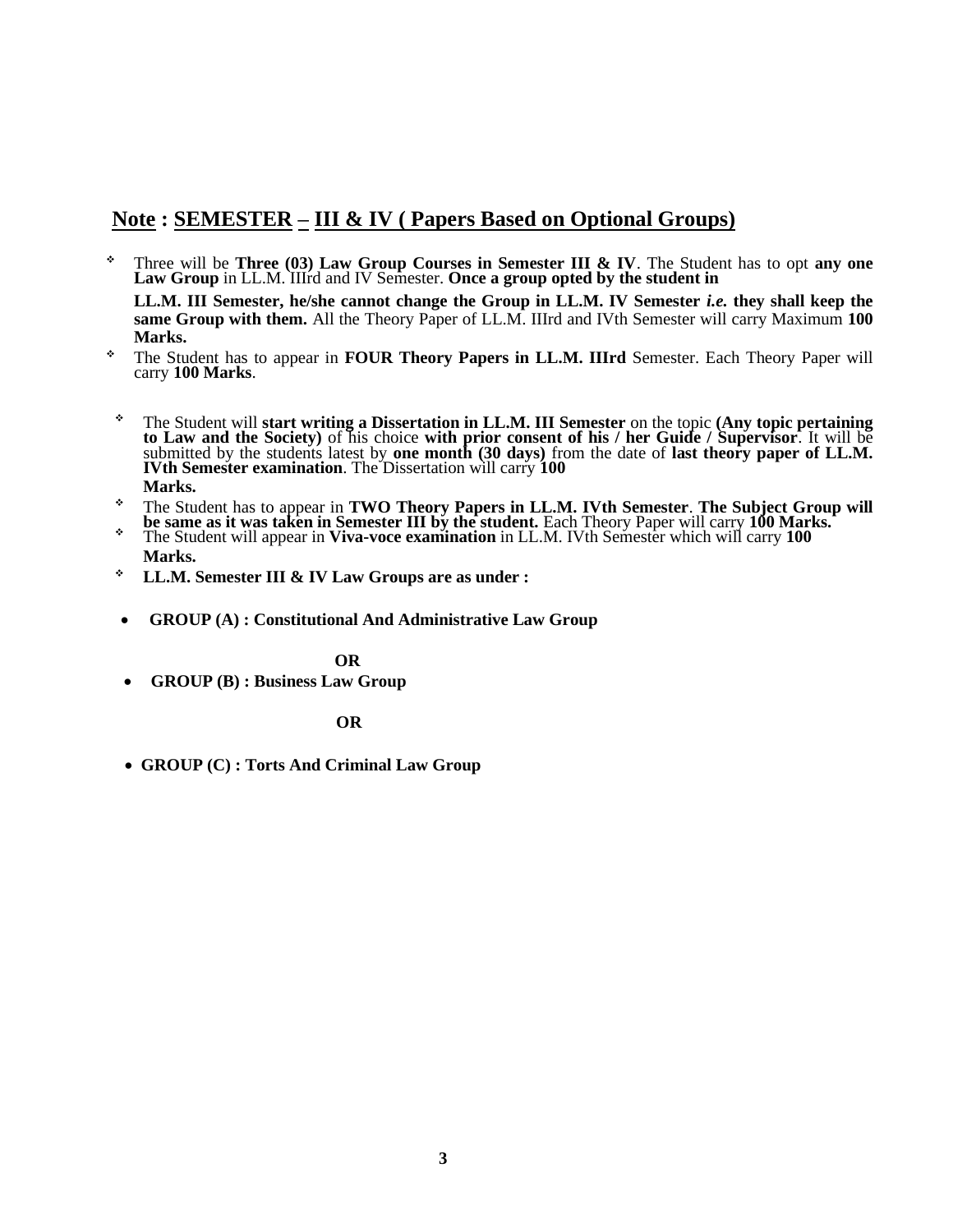## <u>Note</u> : <u>SEMESTER</u> <u>–</u> <u>III & IV ( Papers Based on Optional Groups)</u>

- Three will be **Three (03) Law Group Courses in Semester III & IV**. The Student has to opt **any one Law Group** in LL.M. IIIrd and IV Semester. **Once a group opted by the student in LL.M. III Semester, he/she cannot change the Group in LL.M. IV Semester *i.e.* they shall keep the same Group with them.** All the Theory Paper of LL.M. IIIrd and IVth Semester will carry Maximum **100 Marks.**
- The Student has to appear in **FOUR Theory Papers in LL.M. IIIrd** Semester. Each Theory Paper will carry **100 Marks**.
- The Student will **start writing a Dissertation in LL.M. III Semester** on the topic **(Any topic pertaining to Law and the Society)** of his choice **with prior consent of his / her Guide / Supervisor**. It will be submitted by the students latest by **one month (30 days)** from the date of **last theory paper of LL.M. IVth Semester examination**. The Dissertation will carry **100 Marks.**
- The Student has to appear in **TWO Theory Papers in LL.M. IVth Semester**. **The Subject Group will be same as it was taken in Semester III by the student.** Each Theory Paper will carry **100 Marks.**
- The Student will appear in **Viva-voce examination** in LL.M. IVth Semester which will carry **100 Marks.**
- **LL.M. Semester III & IV Law Groups are as under :**

- **GROUP (A) : Constitutional And Administrative Law Group**

**OR**

- **GROUP (B) : Business Law Group**

**OR**

- **GROUP (C) : Torts And Criminal Law Group**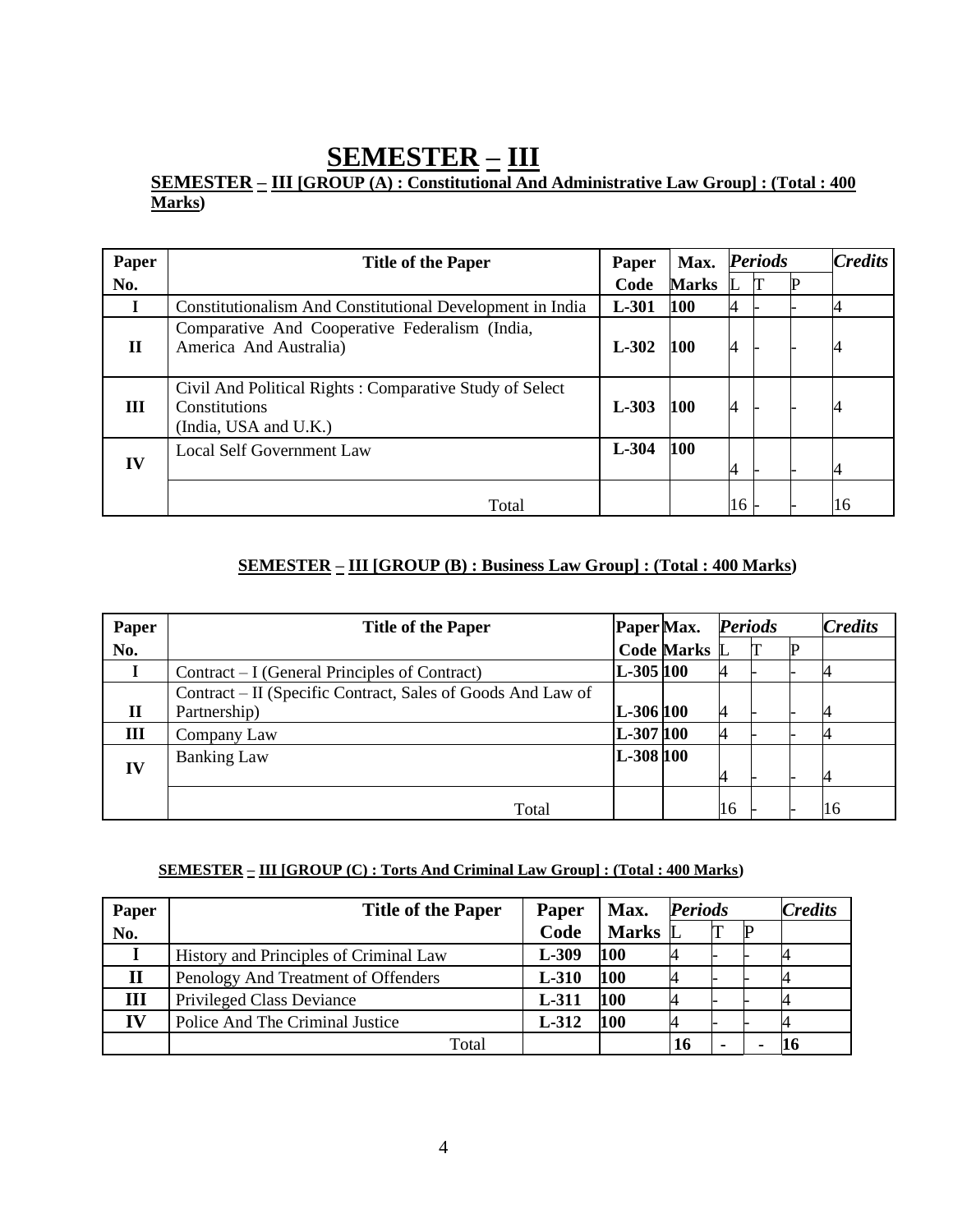# SEMESTER – III

**SEMESTER – III [GROUP (A) : Constitutional And Administrative Law Group] : (Total : 400 Marks)**

| Paper No. | Title of the Paper | Paper Code | Max. Marks | *Periods* | | | *Credits* |
|---|---|---|---|---|---|---|---|
| | | | | L | T | P | |
| I | Constitutionalism And Constitutional Development in India | L-301 | 100 | 4 | - | - | 4 |
| II | Comparative And Cooperative Federalism (India, America And Australia) | L-302 | 100 | 4 | - | - | 4 |
| III | Civil And Political Rights : Comparative Study of Select Constitutions (India, USA and U.K.) | L-303 | 100 | 4 | - | - | 4 |
| IV | Local Self Government Law | L-304 | 100 | 4 | - | - | 4 |
| | Total | | | 16 | - | - | 16 |

**SEMESTER – III [GROUP (B) : Business Law Group] : (Total : 400 Marks)**

| Paper No. | Title of the Paper | Paper Code | Max. Marks | *Periods* | | | *Credits* |
|---|---|---|---|---|---|---|---|
| | | | | L | T | P | |
| I | Contract – I (General Principles of Contract) | L-305 | 100 | 4 | - | - | 4 |
| II | Contract – II (Specific Contract, Sales of Goods And Law of Partnership) | L-306 | 100 | 4 | - | - | 4 |
| III | Company Law | L-307 | 100 | 4 | - | - | 4 |
| IV | Banking Law | L-308 | 100 | 4 | - | - | 4 |
| | Total | | | 16 | - | - | 16 |

**SEMESTER – III [GROUP (C) : Torts And Criminal Law Group] : (Total : 400 Marks)**

| Paper No. | Title of the Paper | Paper Code | Max. Marks | *Periods* | | | *Credits* |
|---|---|---|---|---|---|---|---|
| | | | | L | T | P | |
| I | History and Principles of Criminal Law | L-309 | 100 | 4 | - | - | 4 |
| II | Penology And Treatment of Offenders | L-310 | 100 | 4 | - | - | 4 |
| III | Privileged Class Deviance | L-311 | 100 | 4 | - | - | 4 |
| IV | Police And The Criminal Justice | L-312 | 100 | 4 | - | - | 4 |
| | Total | | | **16** | **-** | **-** | **16** |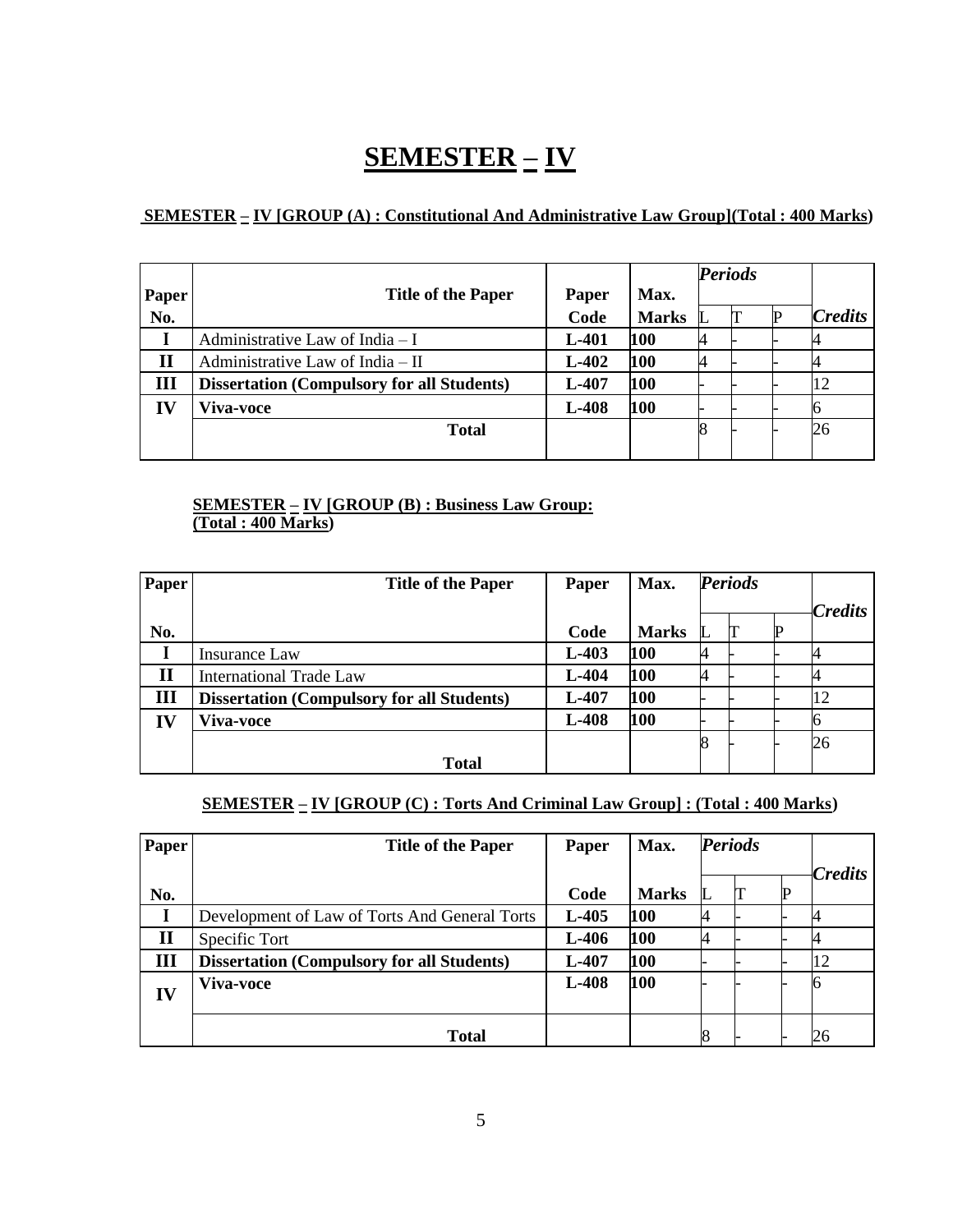# SEMESTER – IV

## SEMESTER – IV [GROUP (A) : Constitutional And Administrative Law Group](Total : 400 Marks)

| Paper No. | Title of the Paper | Paper Code | Max. Marks | *Periods* | | | *Credits* |
|---|---|---|---|---|---|---|---|
| | | | | L | T | P | |
| I | Administrative Law of India – I | L-401 | 100 | 4 | - | - | 4 |
| II | Administrative Law of India – II | L-402 | 100 | 4 | - | - | 4 |
| III | **Dissertation (Compulsory for all Students)** | L-407 | 100 | - | - | - | 12 |
| IV | **Viva-voce** | L-408 | 100 | - | - | - | 6 |
| | **Total** | | | 8 | - | - | 26 |

## SEMESTER – IV [GROUP (B) : Business Law Group: (Total : 400 Marks)

| Paper No. | Title of the Paper | Paper Code | Max. Marks | *Periods* | | | *Credits* |
|---|---|---|---|---|---|---|---|
| | | | | L | T | P | |
| I | Insurance Law | L-403 | 100 | 4 | - | - | 4 |
| II | International Trade Law | L-404 | 100 | 4 | - | - | 4 |
| III | **Dissertation (Compulsory for all Students)** | L-407 | 100 | - | - | - | 12 |
| IV | **Viva-voce** | L-408 | 100 | - | - | - | 6 |
| | **Total** | | | 8 | - | - | 26 |

## SEMESTER – IV [GROUP (C) : Torts And Criminal Law Group] : (Total : 400 Marks)

| Paper No. | Title of the Paper | Paper Code | Max. Marks | *Periods* | | | *Credits* |
|---|---|---|---|---|---|---|---|
| | | | | L | T | P | |
| I | Development of Law of Torts And General Torts | L-405 | 100 | 4 | - | - | 4 |
| II | Specific Tort | L-406 | 100 | 4 | - | - | 4 |
| III | **Dissertation (Compulsory for all Students)** | L-407 | 100 | - | - | - | 12 |
| IV | **Viva-voce** | L-408 | 100 | - | - | - | 6 |
| | **Total** | | | 8 | - | - | 26 |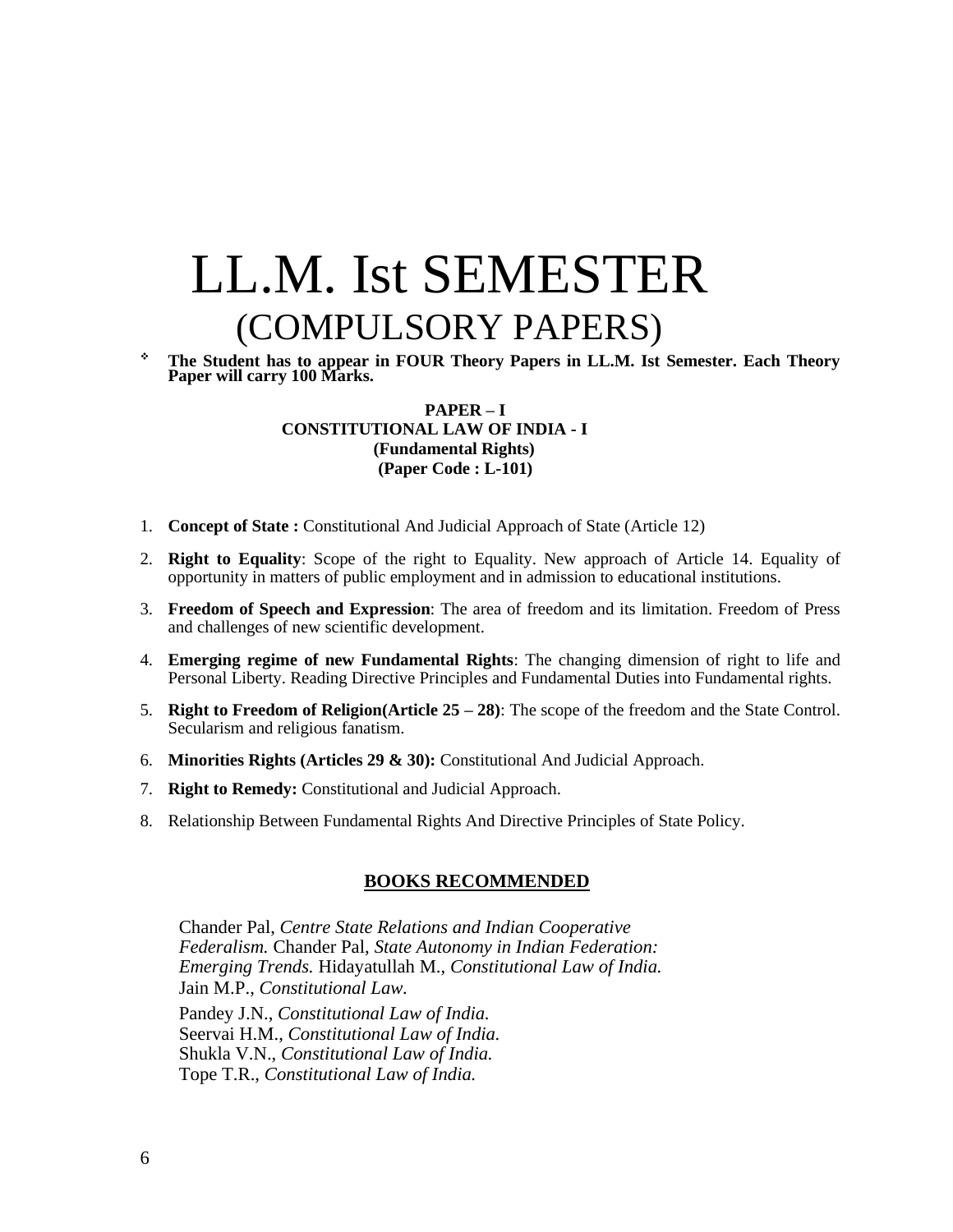# LL.M. Ist SEMESTER

## (COMPULSORY PAPERS)

- **The Student has to appear in FOUR Theory Papers in LL.M. Ist Semester. Each Theory Paper will carry 100 Marks.**

### PAPER – I
### CONSTITUTIONAL LAW OF INDIA - I
### (Fundamental Rights)
### (Paper Code : L-101)

1. **Concept of State :** Constitutional And Judicial Approach of State (Article 12)
2. **Right to Equality**: Scope of the right to Equality. New approach of Article 14. Equality of opportunity in matters of public employment and in admission to educational institutions.
3. **Freedom of Speech and Expression**: The area of freedom and its limitation. Freedom of Press and challenges of new scientific development.
4. **Emerging regime of new Fundamental Rights**: The changing dimension of right to life and Personal Liberty. Reading Directive Principles and Fundamental Duties into Fundamental rights.
5. **Right to Freedom of Religion(Article 25 – 28)**: The scope of the freedom and the State Control. Secularism and religious fanatism.
6. **Minorities Rights (Articles 29 & 30):** Constitutional And Judicial Approach.
7. **Right to Remedy:** Constitutional and Judicial Approach.
8. Relationship Between Fundamental Rights And Directive Principles of State Policy.

### BOOKS RECOMMENDED

Chander Pal, *Centre State Relations and Indian Cooperative Federalism.* Chander Pal, *State Autonomy in Indian Federation: Emerging Trends.* Hidayatullah M., *Constitutional Law of India.* Jain M.P., *Constitutional Law.*

Pandey J.N., *Constitutional Law of India.*
Seervai H.M., *Constitutional Law of India.*
Shukla V.N., *Constitutional Law of India.*
Tope T.R., *Constitutional Law of India.*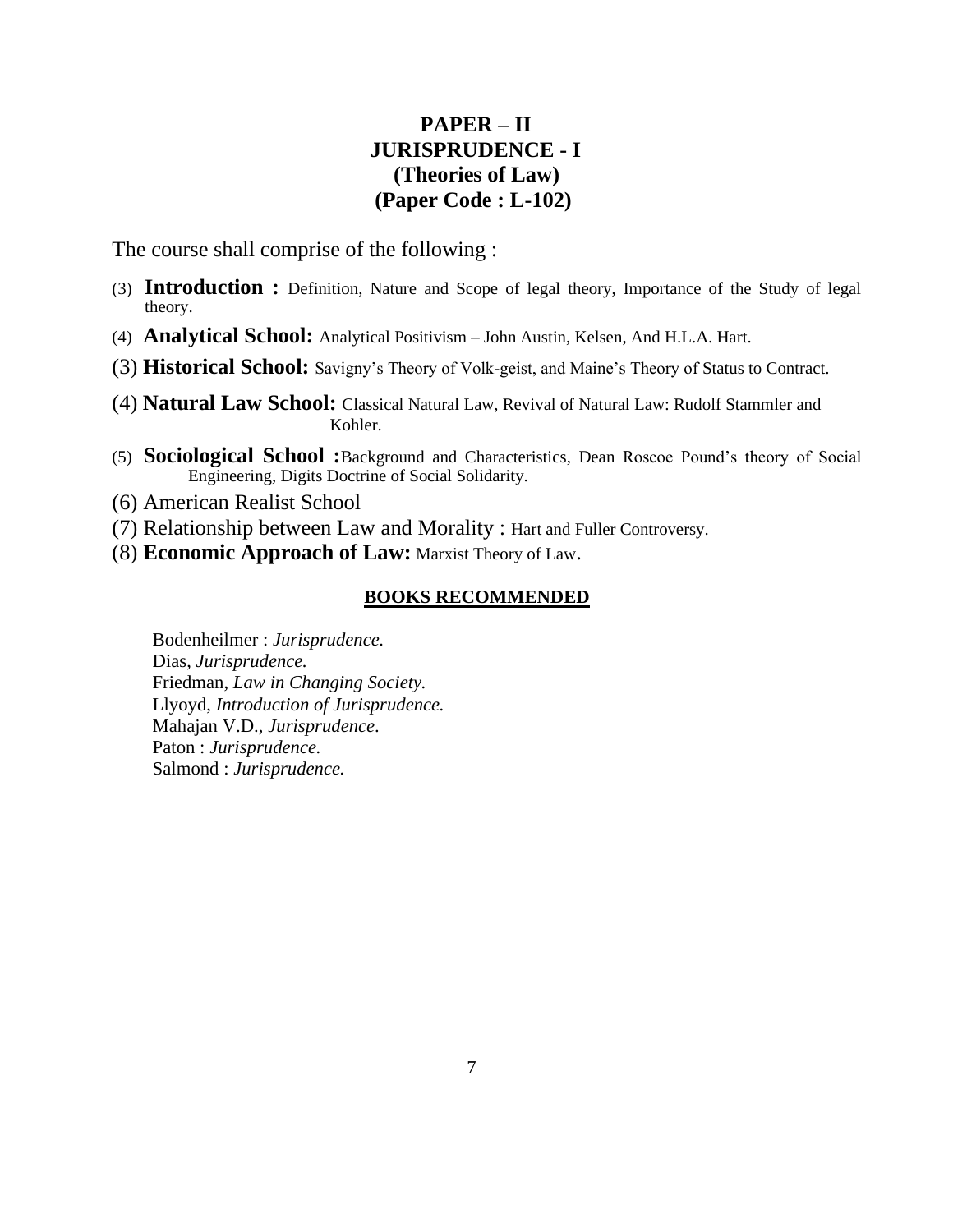# PAPER – II
# JURISPRUDENCE - I
# (Theories of Law)
# (Paper Code : L-102)

The course shall comprise of the following :

(3) **Introduction :** Definition, Nature and Scope of legal theory, Importance of the Study of legal theory.

(4) **Analytical School:** Analytical Positivism – John Austin, Kelsen, And H.L.A. Hart.

(3) **Historical School:** Savigny's Theory of Volk-geist, and Maine's Theory of Status to Contract.

(4) **Natural Law School:** Classical Natural Law, Revival of Natural Law: Rudolf Stammler and Kohler.

(5) **Sociological School :**Background and Characteristics, Dean Roscoe Pound's theory of Social Engineering, Digits Doctrine of Social Solidarity.

(6) American Realist School

(7) Relationship between Law and Morality : Hart and Fuller Controversy.

(8) **Economic Approach of Law:** Marxist Theory of Law.

## BOOKS RECOMMENDED

Bodenheilmer : *Jurisprudence.*
Dias, *Jurisprudence.*
Friedman, *Law in Changing Society.*
Llyoyd, *Introduction of Jurisprudence.*
Mahajan V.D., *Jurisprudence*.
Paton : *Jurisprudence.*
Salmond : *Jurisprudence.*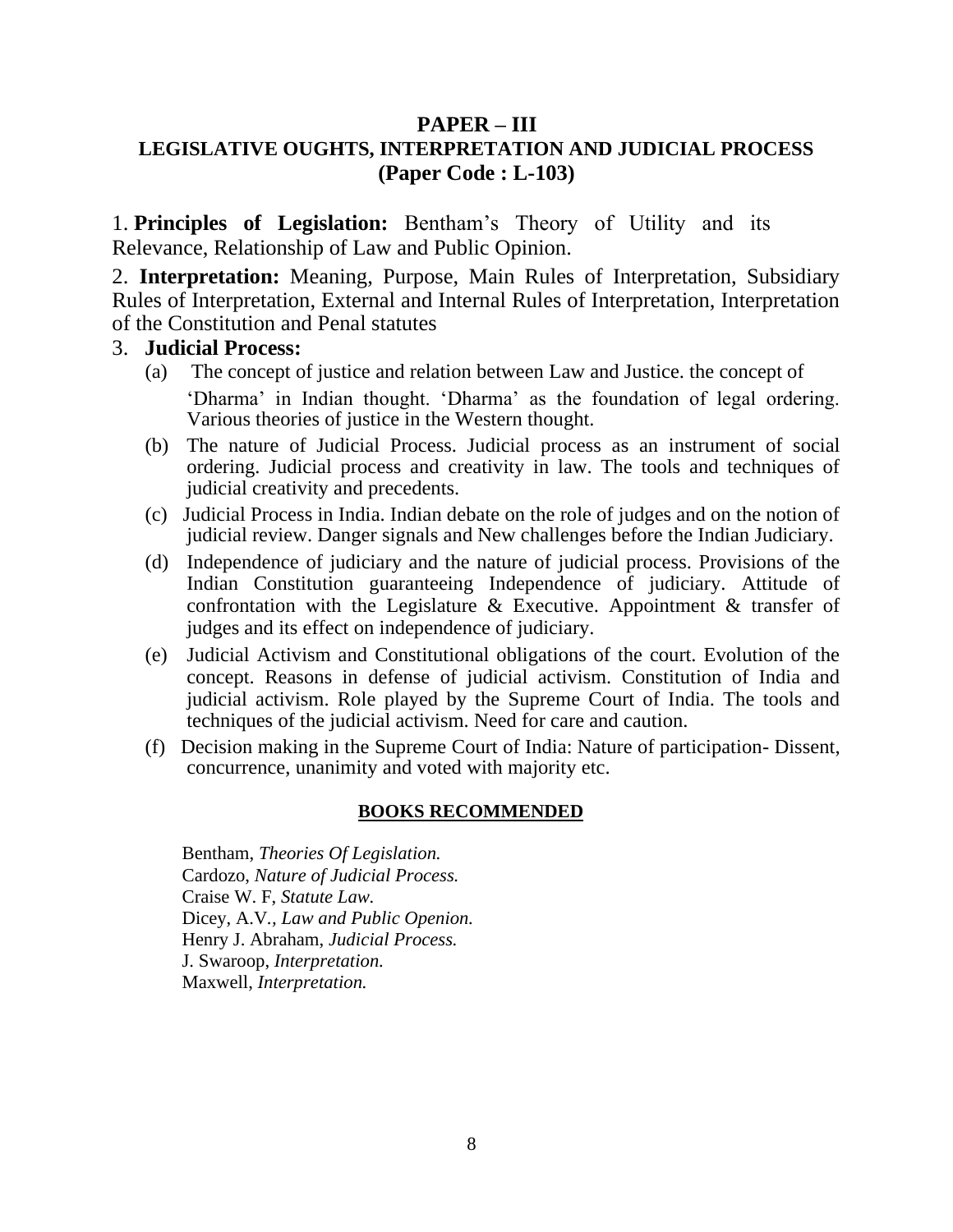## PAPER – III
## LEGISLATIVE OUGHTS, INTERPRETATION AND JUDICIAL PROCESS
## (Paper Code : L-103)

1. **Principles of Legislation:** Bentham's Theory of Utility and its Relevance, Relationship of Law and Public Opinion.

2. **Interpretation:** Meaning, Purpose, Main Rules of Interpretation, Subsidiary Rules of Interpretation, External and Internal Rules of Interpretation, Interpretation of the Constitution and Penal statutes

3. **Judicial Process:**

   (a) The concept of justice and relation between Law and Justice. the concept of 'Dharma' in Indian thought. 'Dharma' as the foundation of legal ordering. Various theories of justice in the Western thought.

   (b) The nature of Judicial Process. Judicial process as an instrument of social ordering. Judicial process and creativity in law. The tools and techniques of judicial creativity and precedents.

   (c) Judicial Process in India. Indian debate on the role of judges and on the notion of judicial review. Danger signals and New challenges before the Indian Judiciary.

   (d) Independence of judiciary and the nature of judicial process. Provisions of the Indian Constitution guaranteeing Independence of judiciary. Attitude of confrontation with the Legislature & Executive. Appointment & transfer of judges and its effect on independence of judiciary.

   (e) Judicial Activism and Constitutional obligations of the court. Evolution of the concept. Reasons in defense of judicial activism. Constitution of India and judicial activism. Role played by the Supreme Court of India. The tools and techniques of the judicial activism. Need for care and caution.

   (f) Decision making in the Supreme Court of India: Nature of participation- Dissent, concurrence, unanimity and voted with majority etc.

**BOOKS RECOMMENDED**

Bentham, *Theories Of Legislation.*
Cardozo, *Nature of Judicial Process.*
Craise W. F, *Statute Law.*
Dicey, A.V.*, Law and Public Openion.*
Henry J. Abraham, *Judicial Process.*
J. Swaroop, *Interpretation.*
Maxwell, *Interpretation.*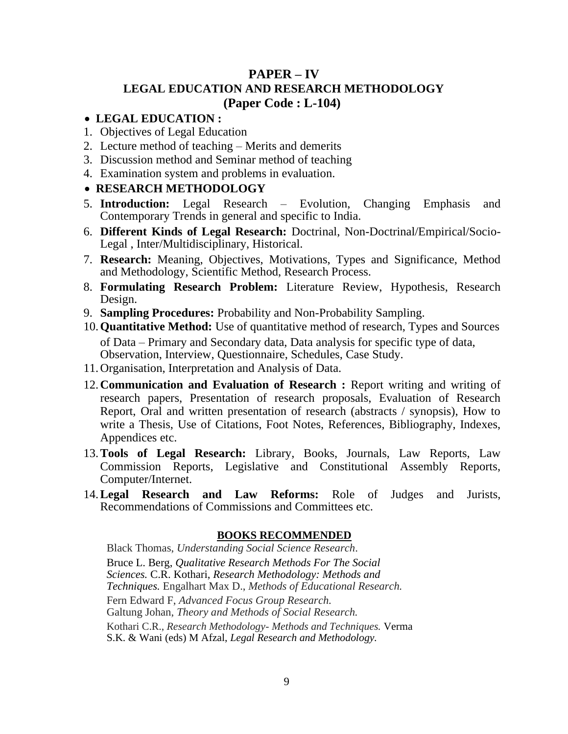## PAPER – IV
## LEGAL EDUCATION AND RESEARCH METHODOLOGY
## (Paper Code : L-104)

- **LEGAL EDUCATION :**

1. Objectives of Legal Education
2. Lecture method of teaching – Merits and demerits
3. Discussion method and Seminar method of teaching
4. Examination system and problems in evaluation.

- **RESEARCH METHODOLOGY**

5. **Introduction:** Legal Research – Evolution, Changing Emphasis and Contemporary Trends in general and specific to India.
6. **Different Kinds of Legal Research:** Doctrinal, Non-Doctrinal/Empirical/Socio-Legal , Inter/Multidisciplinary, Historical.
7. **Research:** Meaning, Objectives, Motivations, Types and Significance, Method and Methodology, Scientific Method, Research Process.
8. **Formulating Research Problem:** Literature Review, Hypothesis, Research Design.
9. **Sampling Procedures:** Probability and Non-Probability Sampling.
10. **Quantitative Method:** Use of quantitative method of research, Types and Sources of Data – Primary and Secondary data, Data analysis for specific type of data, Observation, Interview, Questionnaire, Schedules, Case Study.
11. Organisation, Interpretation and Analysis of Data.
12. **Communication and Evaluation of Research :** Report writing and writing of research papers, Presentation of research proposals, Evaluation of Research Report, Oral and written presentation of research (abstracts / synopsis), How to write a Thesis, Use of Citations, Foot Notes, References, Bibliography, Indexes, Appendices etc.
13. **Tools of Legal Research:** Library, Books, Journals, Law Reports, Law Commission Reports, Legislative and Constitutional Assembly Reports, Computer/Internet.
14. **Legal Research and Law Reforms:** Role of Judges and Jurists, Recommendations of Commissions and Committees etc.

**BOOKS RECOMMENDED**

Black Thomas, *Understanding Social Science Research*.

Bruce L. Berg, *Qualitative Research Methods For The Social Sciences.* C.R. Kothari, *Research Methodology: Methods and Techniques.* Engalhart Max D., *Methods of Educational Research.*

Fern Edward F, *Advanced Focus Group Research.*

Galtung Johan, *Theory and Methods of Social Research.*

Kothari C.R., *Research Methodology- Methods and Techniques.* Verma S.K. & Wani (eds) M Afzal, *Legal Research and Methodology.*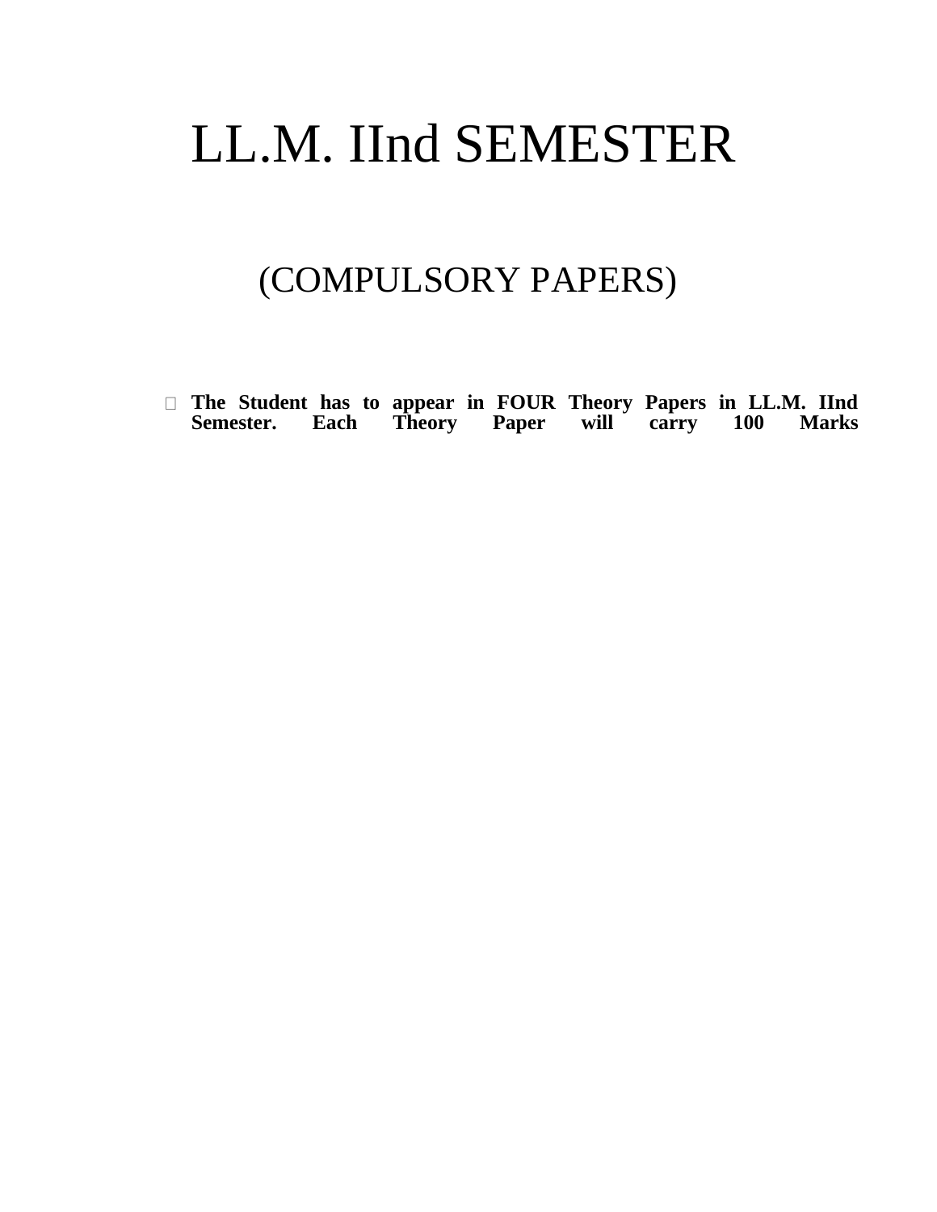# LL.M. IInd SEMESTER

## (COMPULSORY PAPERS)

- **The Student has to appear in FOUR Theory Papers in LL.M. IInd Semester. Each Theory Paper will carry 100 Marks**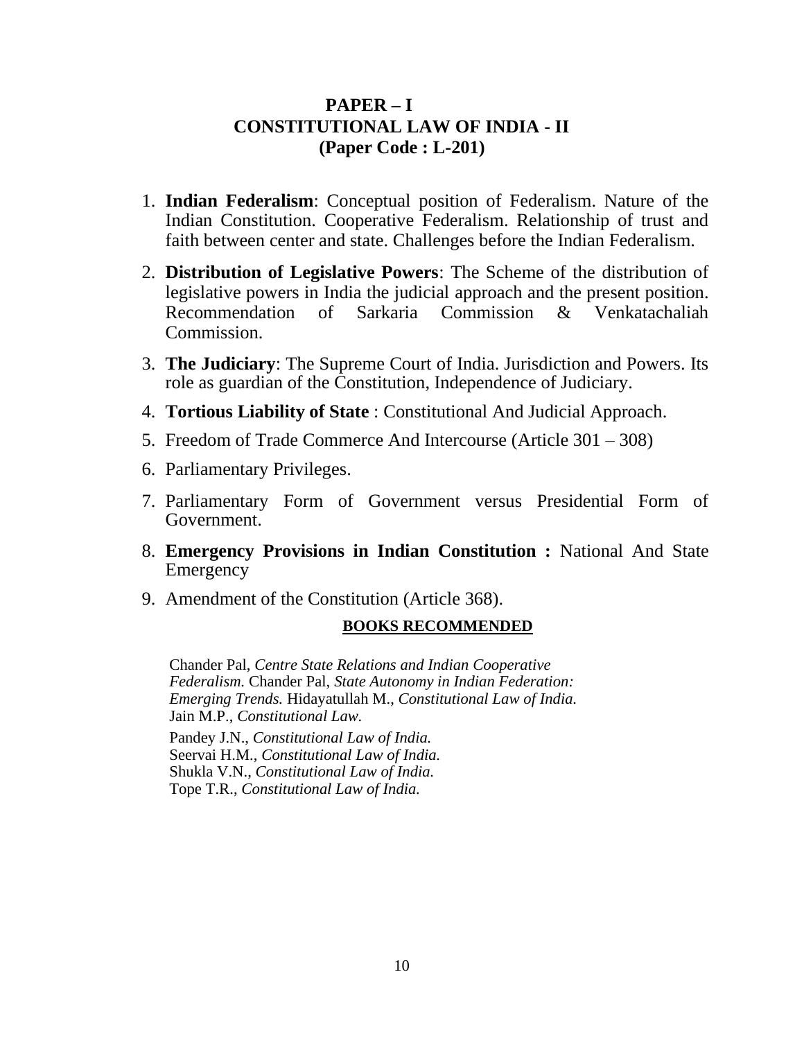# PAPER – I
## CONSTITUTIONAL LAW OF INDIA - II
### (Paper Code : L-201)

1. **Indian Federalism**: Conceptual position of Federalism. Nature of the Indian Constitution. Cooperative Federalism. Relationship of trust and faith between center and state. Challenges before the Indian Federalism.
2. **Distribution of Legislative Powers**: The Scheme of the distribution of legislative powers in India the judicial approach and the present position. Recommendation of Sarkaria Commission & Venkatachaliah Commission.
3. **The Judiciary**: The Supreme Court of India. Jurisdiction and Powers. Its role as guardian of the Constitution, Independence of Judiciary.
4. **Tortious Liability of State** : Constitutional And Judicial Approach.
5. Freedom of Trade Commerce And Intercourse (Article 301 – 308)
6. Parliamentary Privileges.
7. Parliamentary Form of Government versus Presidential Form of Government.
8. **Emergency Provisions in Indian Constitution :** National And State Emergency
9. Amendment of the Constitution (Article 368).

**BOOKS RECOMMENDED**

Chander Pal, *Centre State Relations and Indian Cooperative Federalism.* Chander Pal, *State Autonomy in Indian Federation: Emerging Trends.* Hidayatullah M., *Constitutional Law of India.* Jain M.P., *Constitutional Law.*

Pandey J.N., *Constitutional Law of India.*
Seervai H.M., *Constitutional Law of India.*
Shukla V.N., *Constitutional Law of India.*
Tope T.R., *Constitutional Law of India.*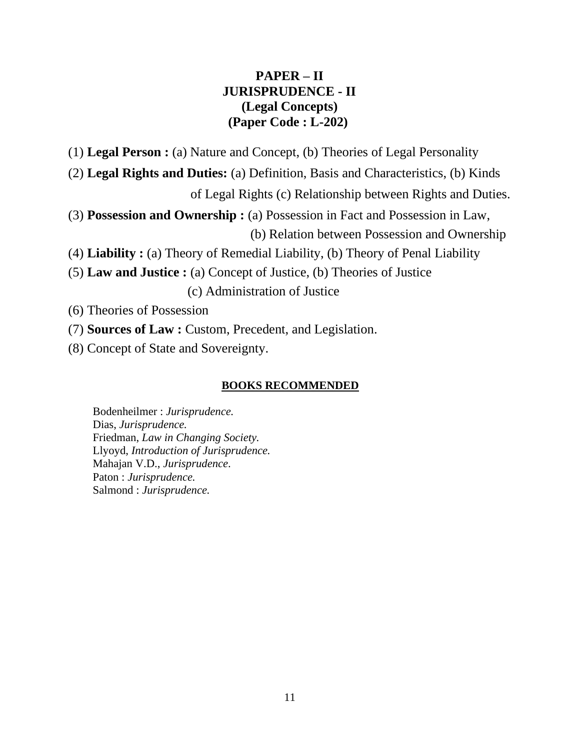# PAPER – II
# JURISPRUDENCE - II
## (Legal Concepts)
## (Paper Code : L-202)

(1) **Legal Person :** (a) Nature and Concept, (b) Theories of Legal Personality

(2) **Legal Rights and Duties:** (a) Definition, Basis and Characteristics, (b) Kinds of Legal Rights (c) Relationship between Rights and Duties.

(3) **Possession and Ownership :** (a) Possession in Fact and Possession in Law, (b) Relation between Possession and Ownership

(4) **Liability :** (a) Theory of Remedial Liability, (b) Theory of Penal Liability

(5) **Law and Justice :** (a) Concept of Justice, (b) Theories of Justice (c) Administration of Justice

(6) Theories of Possession

(7) **Sources of Law :** Custom, Precedent, and Legislation.

(8) Concept of State and Sovereignty.

### BOOKS RECOMMENDED

Bodenheilmer : *Jurisprudence.*
Dias, *Jurisprudence.*
Friedman, *Law in Changing Society.*
Llyoyd, *Introduction of Jurisprudence.*
Mahajan V.D., *Jurisprudence*.
Paton : *Jurisprudence.*
Salmond : *Jurisprudence.*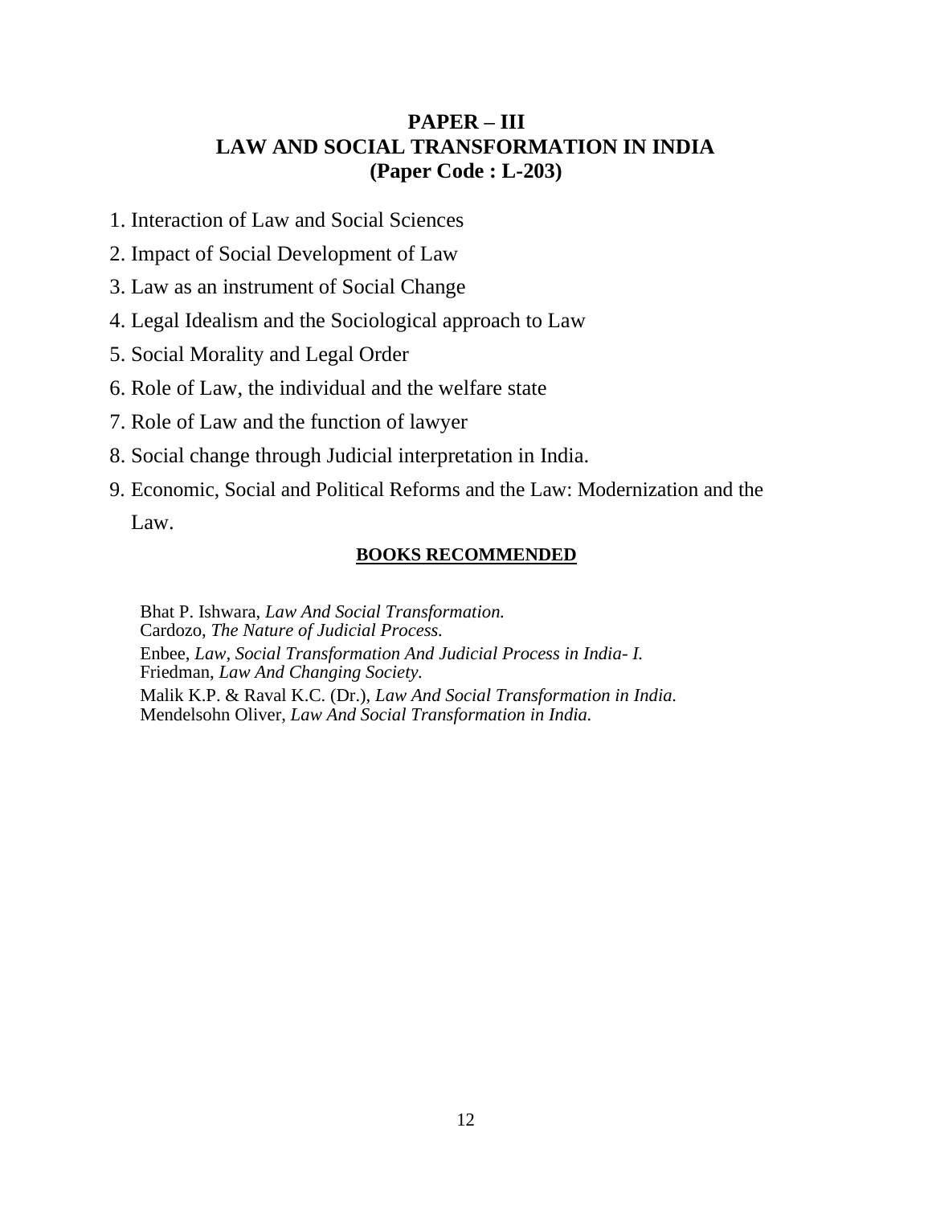# PAPER – III
# LAW AND SOCIAL TRANSFORMATION IN INDIA
# (Paper Code : L-203)

1. Interaction of Law and Social Sciences
2. Impact of Social Development of Law
3. Law as an instrument of Social Change
4. Legal Idealism and the Sociological approach to Law
5. Social Morality and Legal Order
6. Role of Law, the individual and the welfare state
7. Role of Law and the function of lawyer
8. Social change through Judicial interpretation in India.
9. Economic, Social and Political Reforms and the Law: Modernization and the Law.

## BOOKS RECOMMENDED

Bhat P. Ishwara, *Law And Social Transformation.*
Cardozo, *The Nature of Judicial Process.*
Enbee, *Law, Social Transformation And Judicial Process in India- I.*
Friedman, *Law And Changing Society.*
Malik K.P. & Raval K.C. (Dr.), *Law And Social Transformation in India.*
Mendelsohn Oliver, *Law And Social Transformation in India.*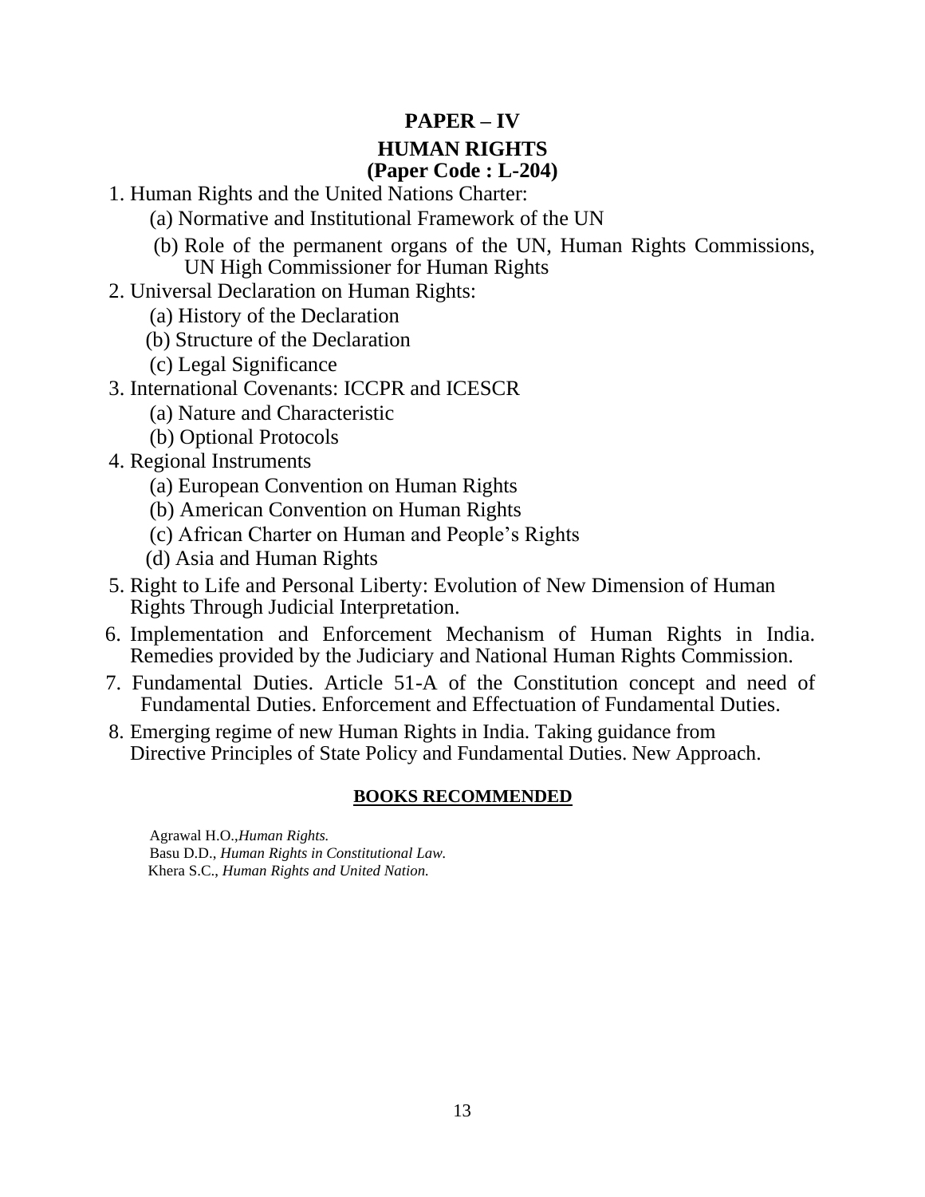# PAPER – IV

## HUMAN RIGHTS

### (Paper Code : L-204)

1. Human Rights and the United Nations Charter:
   - (a) Normative and Institutional Framework of the UN
   - (b) Role of the permanent organs of the UN, Human Rights Commissions, UN High Commissioner for Human Rights
2. Universal Declaration on Human Rights:
   - (a) History of the Declaration
   - (b) Structure of the Declaration
   - (c) Legal Significance
3. International Covenants: ICCPR and ICESCR
   - (a) Nature and Characteristic
   - (b) Optional Protocols
4. Regional Instruments
   - (a) European Convention on Human Rights
   - (b) American Convention on Human Rights
   - (c) African Charter on Human and People's Rights
   - (d) Asia and Human Rights
5. Right to Life and Personal Liberty: Evolution of New Dimension of Human Rights Through Judicial Interpretation.
6. Implementation and Enforcement Mechanism of Human Rights in India. Remedies provided by the Judiciary and National Human Rights Commission.
7. Fundamental Duties. Article 51-A of the Constitution concept and need of Fundamental Duties. Enforcement and Effectuation of Fundamental Duties.
8. Emerging regime of new Human Rights in India. Taking guidance from Directive Principles of State Policy and Fundamental Duties. New Approach.

**BOOKS RECOMMENDED**

Agrawal H.O.,*Human Rights.*
Basu D.D., *Human Rights in Constitutional Law.*
Khera S.C., *Human Rights and United Nation.*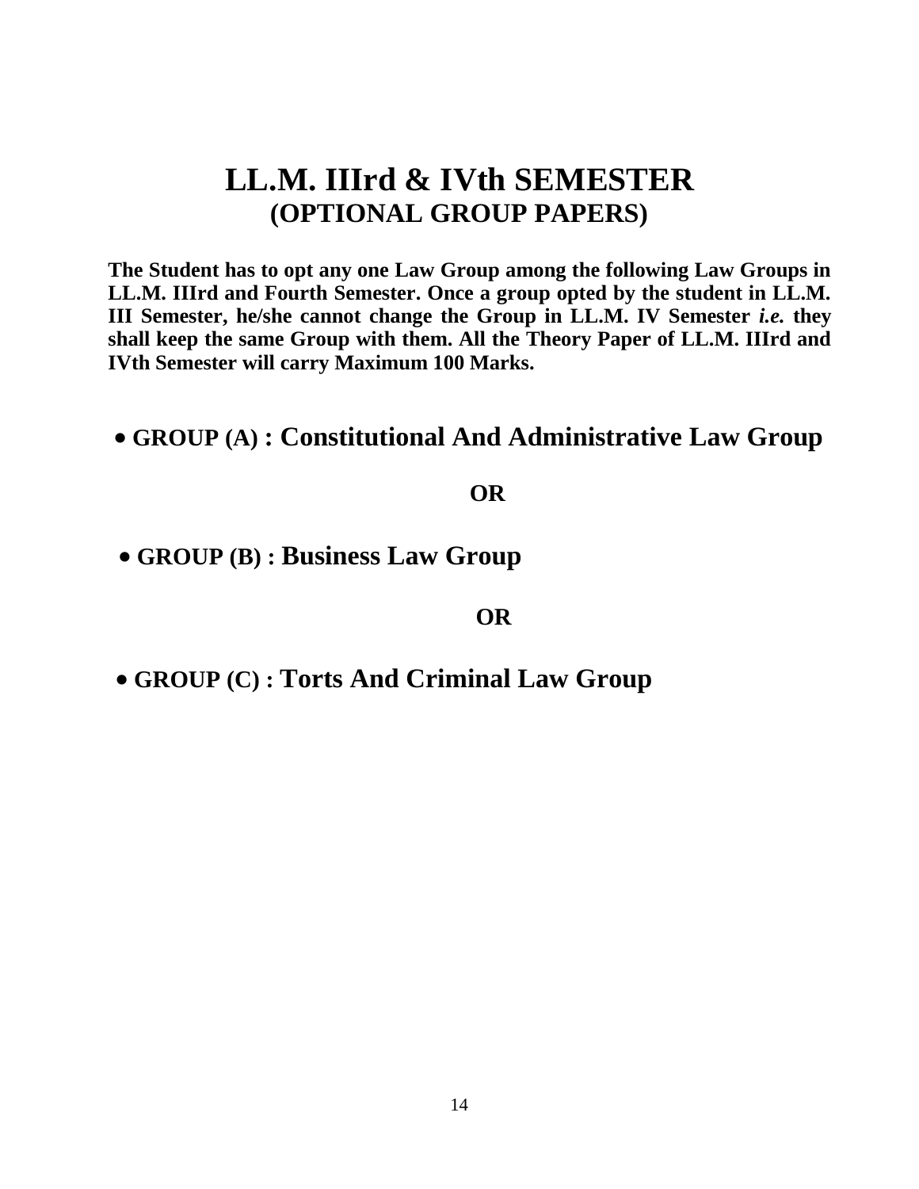# LL.M. IIIrd & IVth SEMESTER
## (OPTIONAL GROUP PAPERS)

**The Student has to opt any one Law Group among the following Law Groups in LL.M. IIIrd and Fourth Semester. Once a group opted by the student in LL.M. III Semester, he/she cannot change the Group in LL.M. IV Semester *i.e.* they shall keep the same Group with them. All the Theory Paper of LL.M. IIIrd and IVth Semester will carry Maximum 100 Marks.**

- **GROUP (A) : Constitutional And Administrative Law Group**

**OR**

- **GROUP (B) : Business Law Group**

**OR**

- **GROUP (C) : Torts And Criminal Law Group**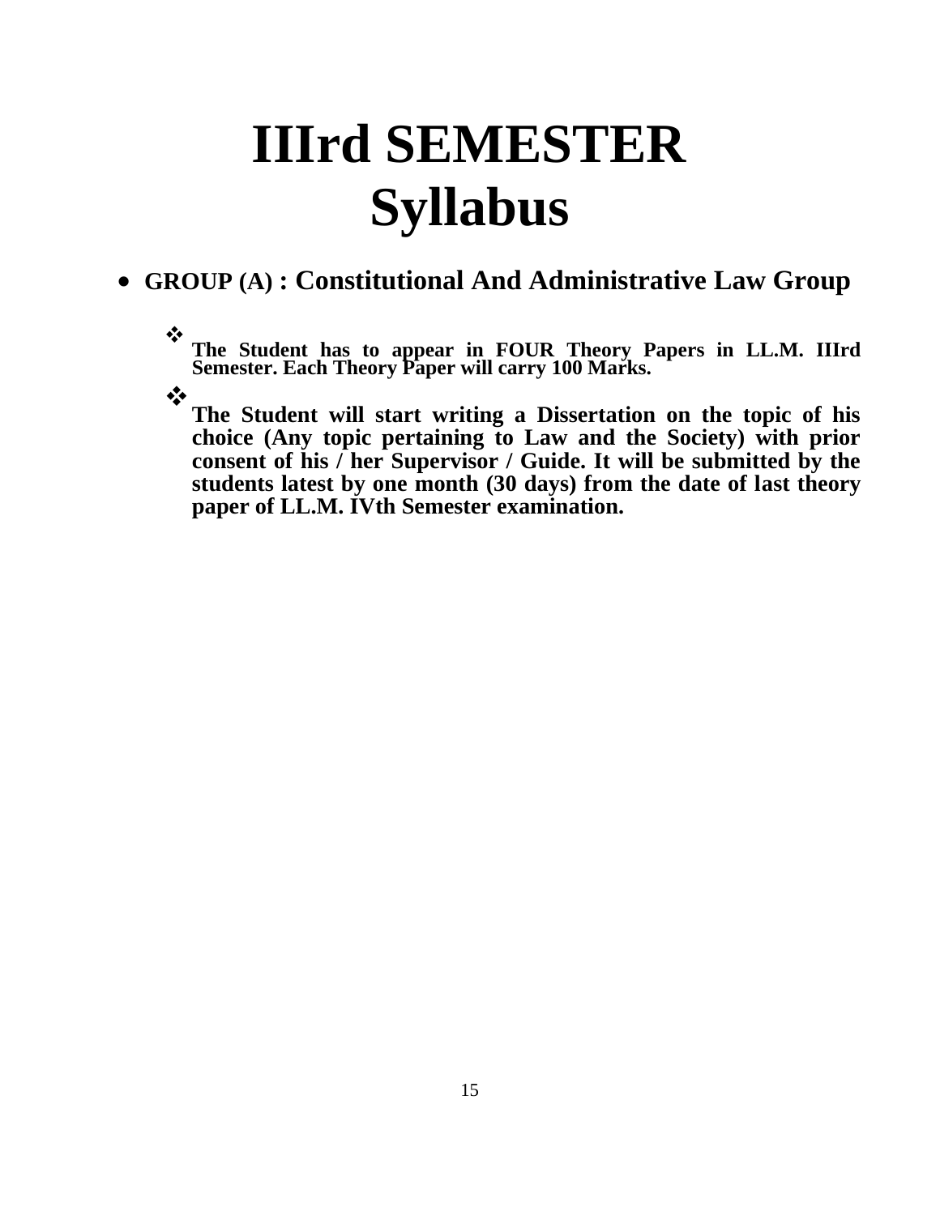# IIIrd SEMESTER Syllabus

- **GROUP (A) : Constitutional And Administrative Law Group**

  - **The Student has to appear in FOUR Theory Papers in LL.M. IIIrd Semester. Each Theory Paper will carry 100 Marks.**

  - **The Student will start writing a Dissertation on the topic of his choice (Any topic pertaining to Law and the Society) with prior consent of his / her Supervisor / Guide. It will be submitted by the students latest by one month (30 days) from the date of last theory paper of LL.M. IVth Semester examination.**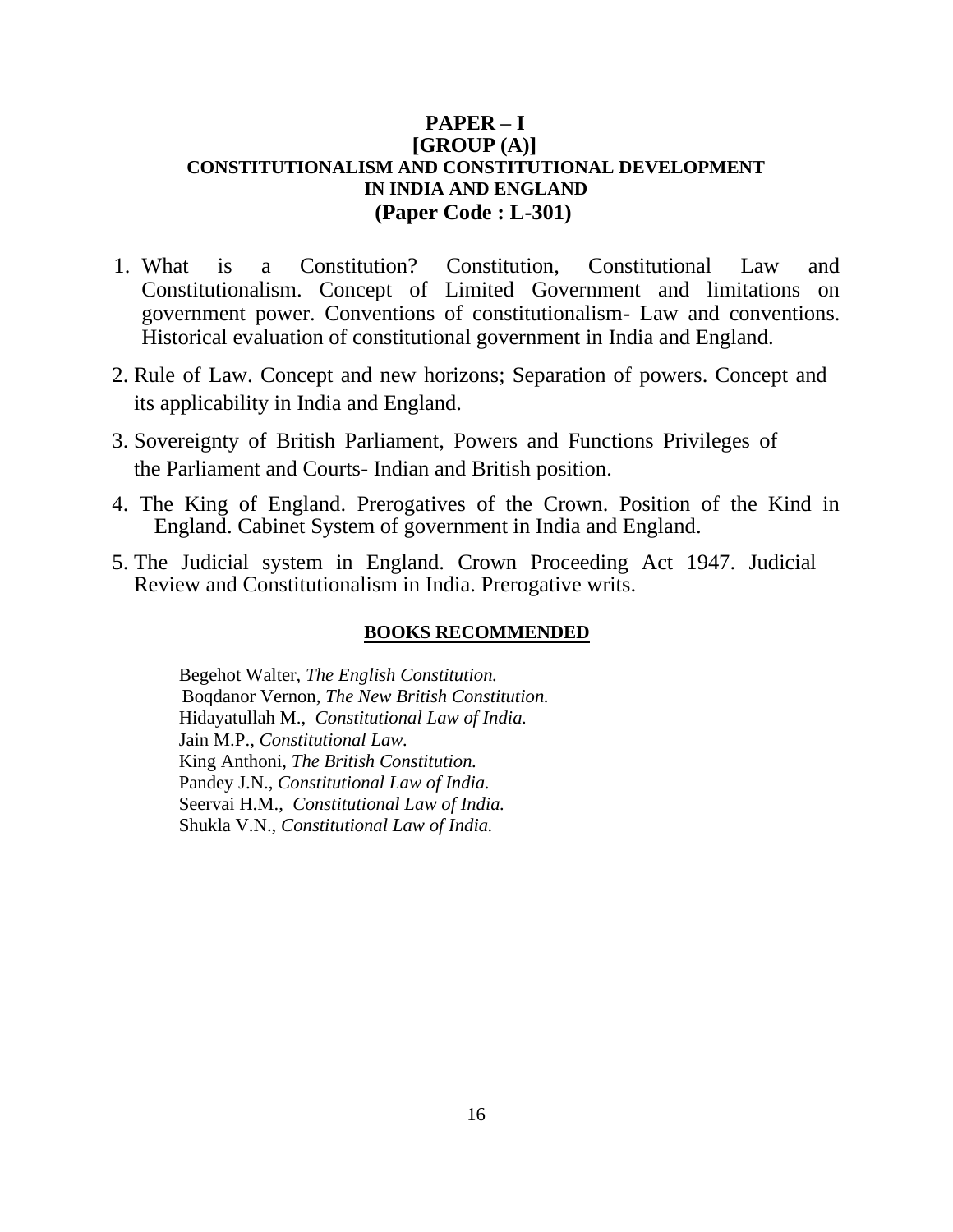# PAPER – I
## [GROUP (A)]
### CONSTITUTIONALISM AND CONSTITUTIONAL DEVELOPMENT IN INDIA AND ENGLAND
### (Paper Code : L-301)

1. What is a Constitution? Constitution, Constitutional Law and Constitutionalism. Concept of Limited Government and limitations on government power. Conventions of constitutionalism- Law and conventions. Historical evaluation of constitutional government in India and England.
2. Rule of Law. Concept and new horizons; Separation of powers. Concept and its applicability in India and England.
3. Sovereignty of British Parliament, Powers and Functions Privileges of the Parliament and Courts- Indian and British position.
4. The King of England. Prerogatives of the Crown. Position of the Kind in England. Cabinet System of government in India and England.
5. The Judicial system in England. Crown Proceeding Act 1947. Judicial Review and Constitutionalism in India. Prerogative writs.

**BOOKS RECOMMENDED**

Begehot Walter, *The English Constitution.*
Boqdanor Vernon, *The New British Constitution.*
Hidayatullah M., *Constitutional Law of India.*
Jain M.P., *Constitutional Law.*
King Anthoni, *The British Constitution.*
Pandey J.N., *Constitutional Law of India.*
Seervai H.M., *Constitutional Law of India.*
Shukla V.N., *Constitutional Law of India.*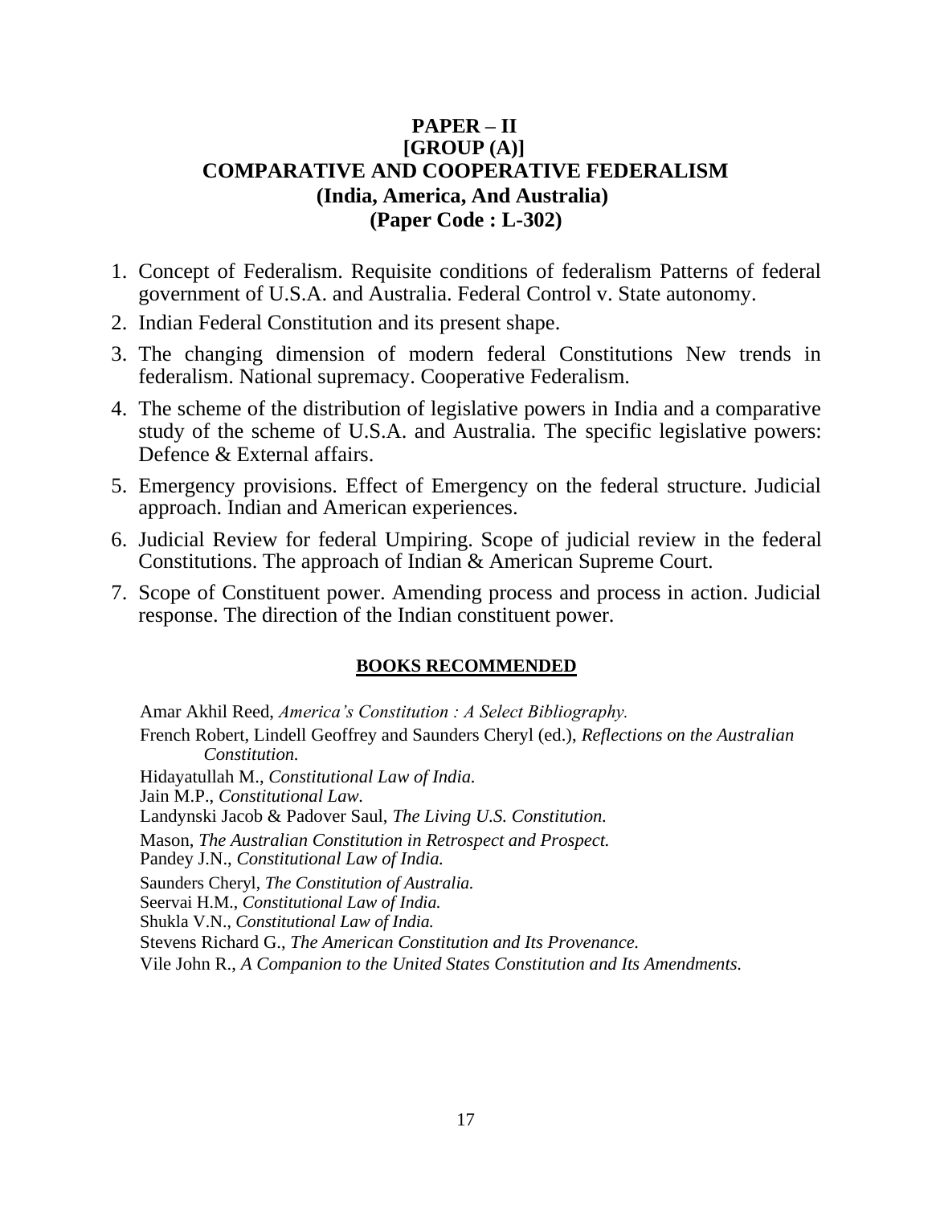## PAPER – II
## [GROUP (A)]
## COMPARATIVE AND COOPERATIVE FEDERALISM
## (India, America, And Australia)
## (Paper Code : L-302)

1. Concept of Federalism. Requisite conditions of federalism Patterns of federal government of U.S.A. and Australia. Federal Control v. State autonomy.
2. Indian Federal Constitution and its present shape.
3. The changing dimension of modern federal Constitutions New trends in federalism. National supremacy. Cooperative Federalism.
4. The scheme of the distribution of legislative powers in India and a comparative study of the scheme of U.S.A. and Australia. The specific legislative powers: Defence & External affairs.
5. Emergency provisions. Effect of Emergency on the federal structure. Judicial approach. Indian and American experiences.
6. Judicial Review for federal Umpiring. Scope of judicial review in the federal Constitutions. The approach of Indian & American Supreme Court.
7. Scope of Constituent power. Amending process and process in action. Judicial response. The direction of the Indian constituent power.

### BOOKS RECOMMENDED

Amar Akhil Reed, *America's Constitution : A Select Bibliography.*

French Robert, Lindell Geoffrey and Saunders Cheryl (ed.), *Reflections on the Australian Constitution.*

Hidayatullah M., *Constitutional Law of India.*

Jain M.P., *Constitutional Law.*

Landynski Jacob & Padover Saul, *The Living U.S. Constitution.*

Mason, *The Australian Constitution in Retrospect and Prospect.*

Pandey J.N., *Constitutional Law of India.*

Saunders Cheryl, *The Constitution of Australia.*

Seervai H.M., *Constitutional Law of India.*

Shukla V.N., *Constitutional Law of India.*

Stevens Richard G., *The American Constitution and Its Provenance.*

Vile John R., *A Companion to the United States Constitution and Its Amendments.*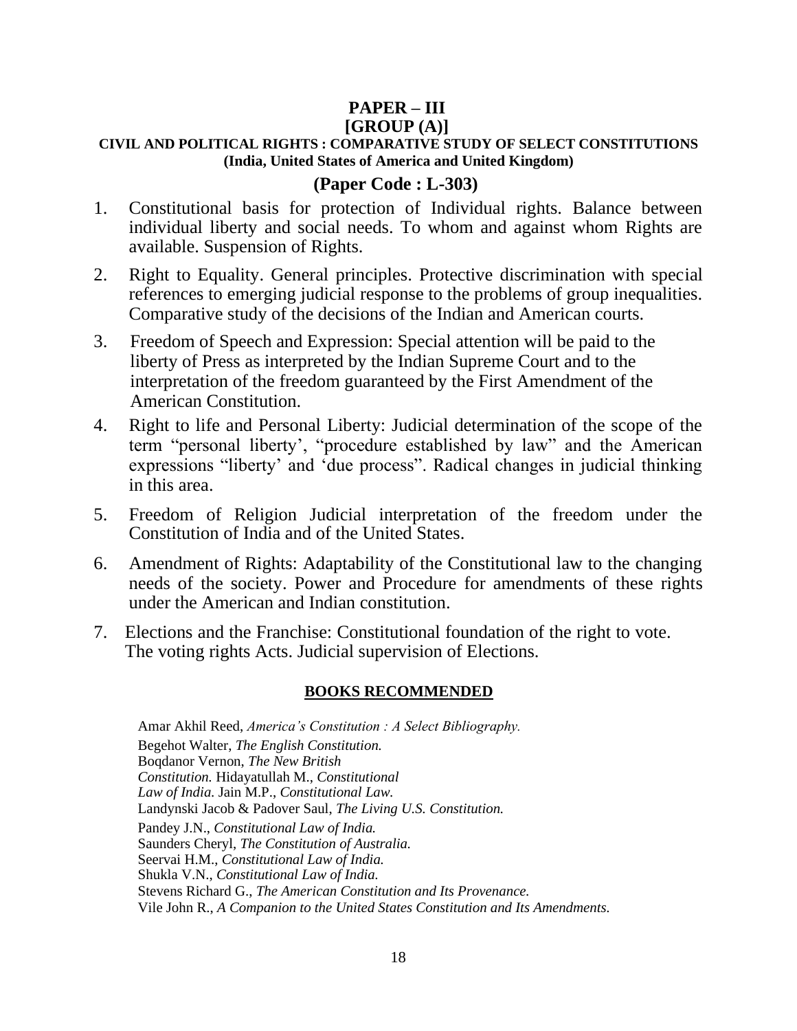# PAPER – III
## [GROUP (A)]
### CIVIL AND POLITICAL RIGHTS : COMPARATIVE STUDY OF SELECT CONSTITUTIONS (India, United States of America and United Kingdom)

### (Paper Code : L-303)

1. Constitutional basis for protection of Individual rights. Balance between individual liberty and social needs. To whom and against whom Rights are available. Suspension of Rights.
2. Right to Equality. General principles. Protective discrimination with special references to emerging judicial response to the problems of group inequalities. Comparative study of the decisions of the Indian and American courts.
3. Freedom of Speech and Expression: Special attention will be paid to the liberty of Press as interpreted by the Indian Supreme Court and to the interpretation of the freedom guaranteed by the First Amendment of the American Constitution.
4. Right to life and Personal Liberty: Judicial determination of the scope of the term "personal liberty', "procedure established by law" and the American expressions "liberty' and 'due process". Radical changes in judicial thinking in this area.
5. Freedom of Religion Judicial interpretation of the freedom under the Constitution of India and of the United States.
6. Amendment of Rights: Adaptability of the Constitutional law to the changing needs of the society. Power and Procedure for amendments of these rights under the American and Indian constitution.
7. Elections and the Franchise: Constitutional foundation of the right to vote. The voting rights Acts. Judicial supervision of Elections.

**BOOKS RECOMMENDED**

Amar Akhil Reed, *America's Constitution : A Select Bibliography.*
Begehot Walter, *The English Constitution.*
Boqdanor Vernon, *The New British Constitution.*
Hidayatullah M., *Constitutional Law of India.*
Jain M.P., *Constitutional Law.*
Landynski Jacob & Padover Saul, *The Living U.S. Constitution.*
Pandey J.N., *Constitutional Law of India.*
Saunders Cheryl, *The Constitution of Australia.*
Seervai H.M., *Constitutional Law of India.*
Shukla V.N., *Constitutional Law of India.*
Stevens Richard G., *The American Constitution and Its Provenance.*
Vile John R., *A Companion to the United States Constitution and Its Amendments.*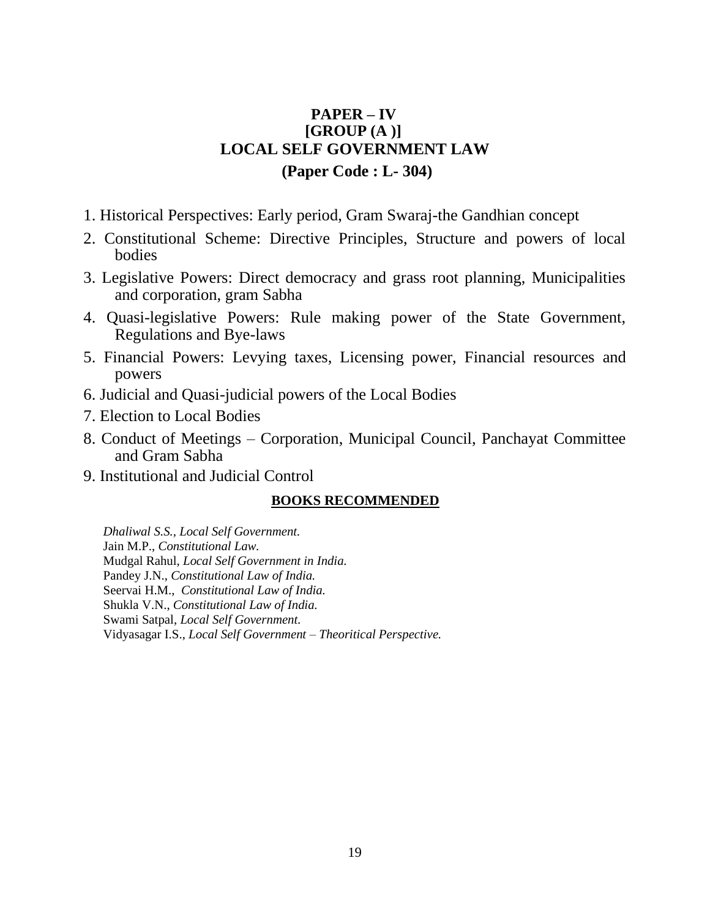# PAPER – IV
## [GROUP (A )]
## LOCAL SELF GOVERNMENT LAW
### (Paper Code : L- 304)

1. Historical Perspectives: Early period, Gram Swaraj-the Gandhian concept
2. Constitutional Scheme: Directive Principles, Structure and powers of local bodies
3. Legislative Powers: Direct democracy and grass root planning, Municipalities and corporation, gram Sabha
4. Quasi-legislative Powers: Rule making power of the State Government, Regulations and Bye-laws
5. Financial Powers: Levying taxes, Licensing power, Financial resources and powers
6. Judicial and Quasi-judicial powers of the Local Bodies
7. Election to Local Bodies
8. Conduct of Meetings – Corporation, Municipal Council, Panchayat Committee and Gram Sabha
9. Institutional and Judicial Control

**BOOKS RECOMMENDED**

*Dhaliwal S.S., Local Self Government.*
Jain M.P., *Constitutional Law.*
Mudgal Rahul, *Local Self Government in India.*
Pandey J.N., *Constitutional Law of India.*
Seervai H.M., *Constitutional Law of India.*
Shukla V.N., *Constitutional Law of India.*
Swami Satpal, *Local Self Government.*
Vidyasagar I.S., *Local Self Government – Theoritical Perspective.*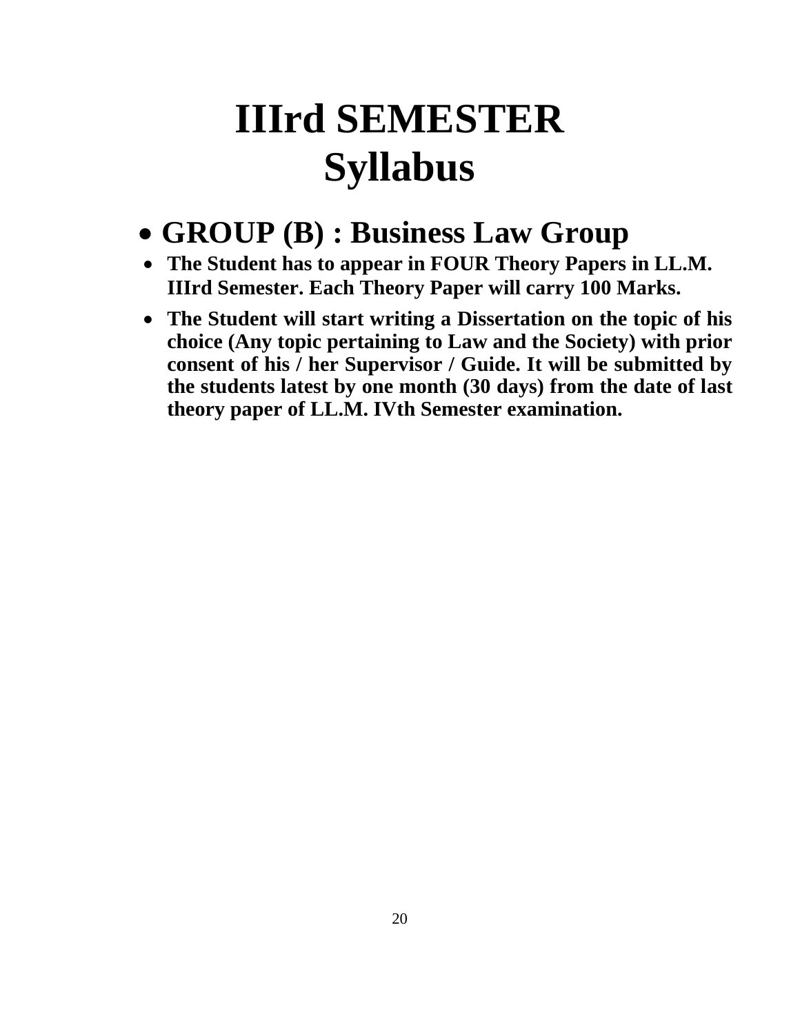# IIIrd SEMESTER
# Syllabus

- ## GROUP (B) : Business Law Group

- **The Student has to appear in FOUR Theory Papers in LL.M. IIIrd Semester. Each Theory Paper will carry 100 Marks.**
- **The Student will start writing a Dissertation on the topic of his choice (Any topic pertaining to Law and the Society) with prior consent of his / her Supervisor / Guide. It will be submitted by the students latest by one month (30 days) from the date of last theory paper of LL.M. IVth Semester examination.**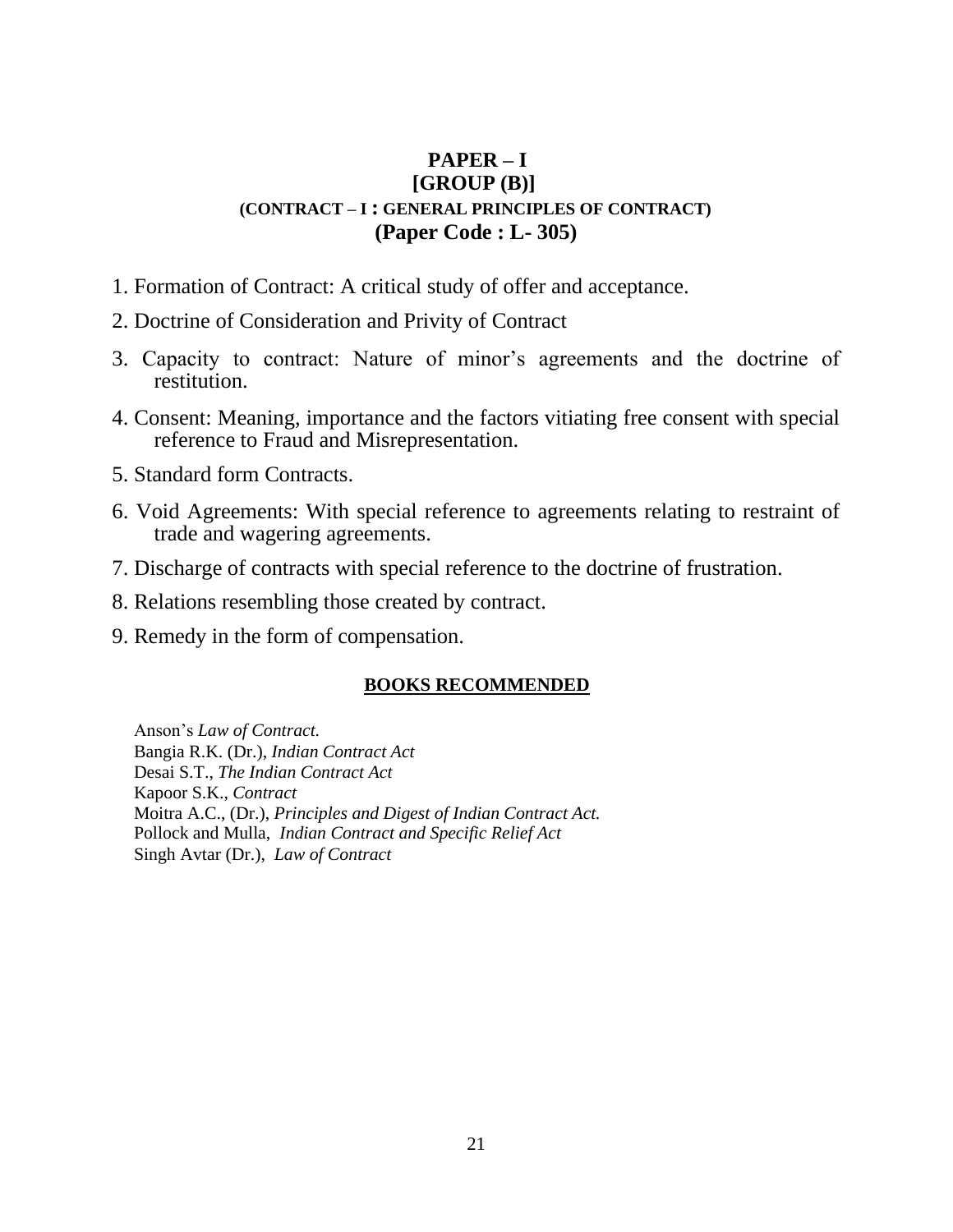## PAPER – I
## [GROUP (B)]
### (CONTRACT – I : GENERAL PRINCIPLES OF CONTRACT)
### (Paper Code : L- 305)

1. Formation of Contract: A critical study of offer and acceptance.
2. Doctrine of Consideration and Privity of Contract
3. Capacity to contract: Nature of minor's agreements and the doctrine of restitution.
4. Consent: Meaning, importance and the factors vitiating free consent with special reference to Fraud and Misrepresentation.
5. Standard form Contracts.
6. Void Agreements: With special reference to agreements relating to restraint of trade and wagering agreements.
7. Discharge of contracts with special reference to the doctrine of frustration.
8. Relations resembling those created by contract.
9. Remedy in the form of compensation.

**BOOKS RECOMMENDED**

Anson's *Law of Contract.*
Bangia R.K. (Dr.), *Indian Contract Act*
Desai S.T., *The Indian Contract Act*
Kapoor S.K., *Contract*
Moitra A.C., (Dr.), *Principles and Digest of Indian Contract Act.*
Pollock and Mulla, *Indian Contract and Specific Relief Act*
Singh Avtar (Dr.), *Law of Contract*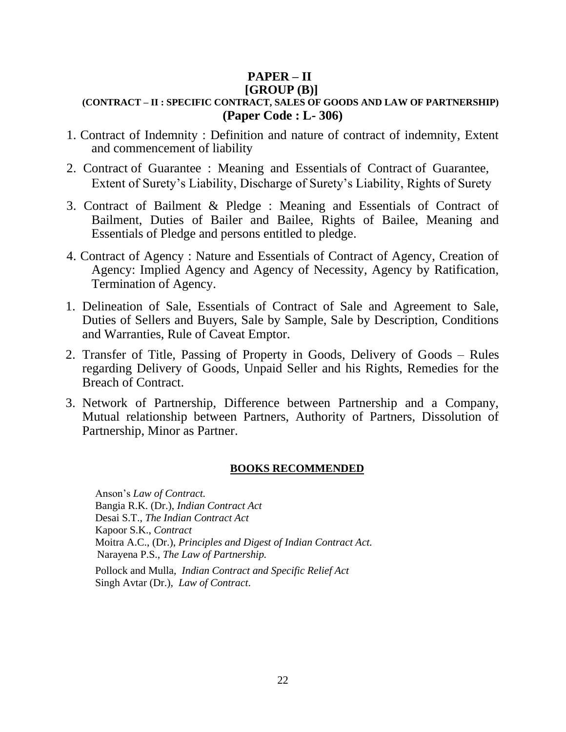## PAPER – II

## [GROUP (B)]

### (CONTRACT – II : SPECIFIC CONTRACT, SALES OF GOODS AND LAW OF PARTNERSHIP)

### (Paper Code : L- 306)

1. Contract of Indemnity : Definition and nature of contract of indemnity, Extent and commencement of liability
2. Contract of Guarantee : Meaning and Essentials of Contract of Guarantee, Extent of Surety's Liability, Discharge of Surety's Liability, Rights of Surety
3. Contract of Bailment & Pledge : Meaning and Essentials of Contract of Bailment, Duties of Bailer and Bailee, Rights of Bailee, Meaning and Essentials of Pledge and persons entitled to pledge.
4. Contract of Agency : Nature and Essentials of Contract of Agency, Creation of Agency: Implied Agency and Agency of Necessity, Agency by Ratification, Termination of Agency.

1. Delineation of Sale, Essentials of Contract of Sale and Agreement to Sale, Duties of Sellers and Buyers, Sale by Sample, Sale by Description, Conditions and Warranties, Rule of Caveat Emptor.
2. Transfer of Title, Passing of Property in Goods, Delivery of Goods – Rules regarding Delivery of Goods, Unpaid Seller and his Rights, Remedies for the Breach of Contract.
3. Network of Partnership, Difference between Partnership and a Company, Mutual relationship between Partners, Authority of Partners, Dissolution of Partnership, Minor as Partner.

**BOOKS RECOMMENDED**

Anson's *Law of Contract.*
Bangia R.K. (Dr.), *Indian Contract Act*
Desai S.T., *The Indian Contract Act*
Kapoor S.K., *Contract*
Moitra A.C., (Dr.), *Principles and Digest of Indian Contract Act.*
Narayena P.S., *The Law of Partnership.*
Pollock and Mulla, *Indian Contract and Specific Relief Act*
Singh Avtar (Dr.), *Law of Contract.*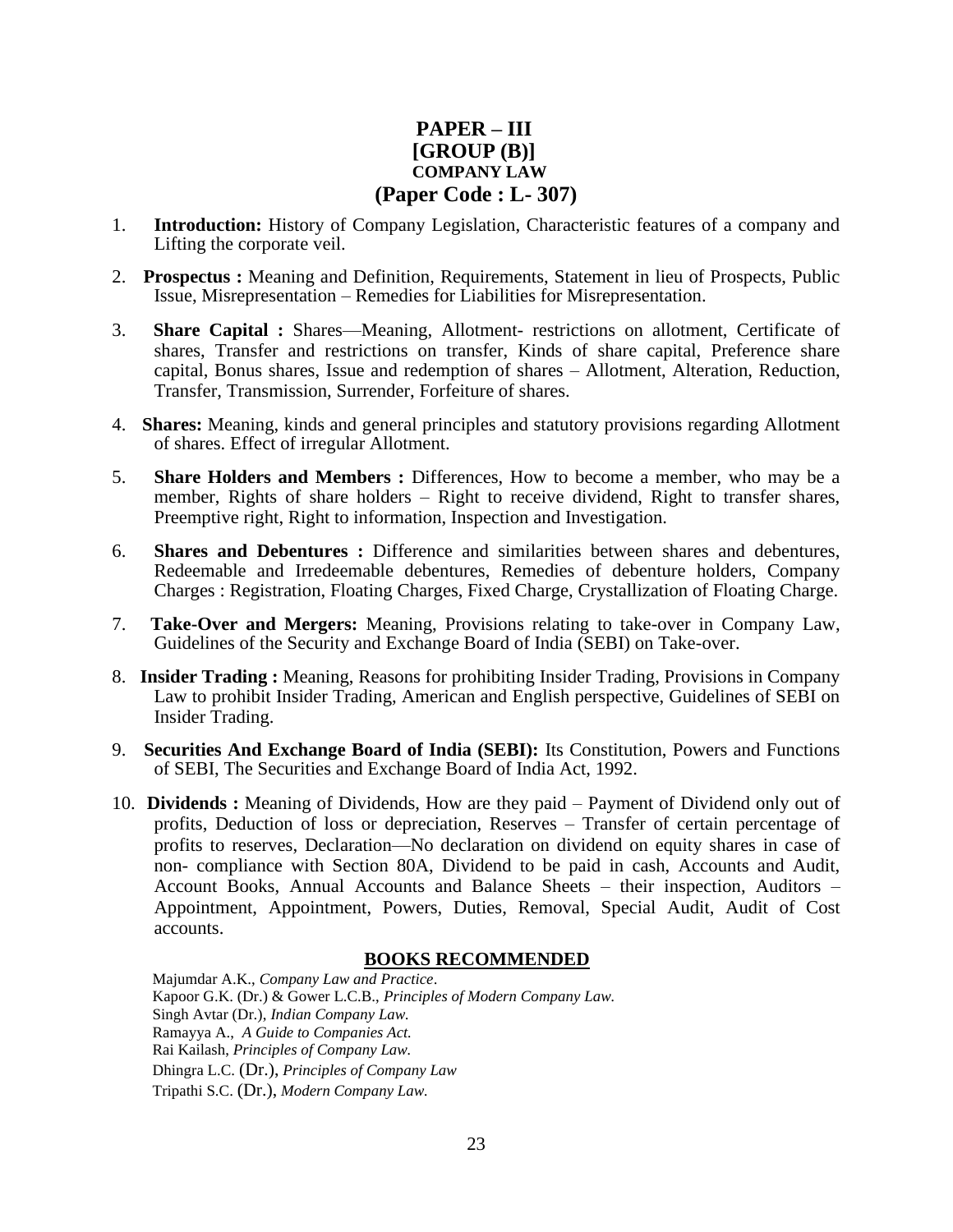# PAPER – III
## [GROUP (B)]
### COMPANY LAW
## (Paper Code : L- 307)

1. **Introduction:** History of Company Legislation, Characteristic features of a company and Lifting the corporate veil.

2. **Prospectus :** Meaning and Definition, Requirements, Statement in lieu of Prospects, Public Issue, Misrepresentation – Remedies for Liabilities for Misrepresentation.

3. **Share Capital :** Shares—Meaning, Allotment- restrictions on allotment, Certificate of shares, Transfer and restrictions on transfer, Kinds of share capital, Preference share capital, Bonus shares, Issue and redemption of shares – Allotment, Alteration, Reduction, Transfer, Transmission, Surrender, Forfeiture of shares.

4. **Shares:** Meaning, kinds and general principles and statutory provisions regarding Allotment of shares. Effect of irregular Allotment.

5. **Share Holders and Members :** Differences, How to become a member, who may be a member, Rights of share holders – Right to receive dividend, Right to transfer shares, Preemptive right, Right to information, Inspection and Investigation.

6. **Shares and Debentures :** Difference and similarities between shares and debentures, Redeemable and Irredeemable debentures, Remedies of debenture holders, Company Charges : Registration, Floating Charges, Fixed Charge, Crystallization of Floating Charge.

7. **Take-Over and Mergers:** Meaning, Provisions relating to take-over in Company Law, Guidelines of the Security and Exchange Board of India (SEBI) on Take-over.

8. **Insider Trading :** Meaning, Reasons for prohibiting Insider Trading, Provisions in Company Law to prohibit Insider Trading, American and English perspective, Guidelines of SEBI on Insider Trading.

9. **Securities And Exchange Board of India (SEBI):** Its Constitution, Powers and Functions of SEBI, The Securities and Exchange Board of India Act, 1992.

10. **Dividends :** Meaning of Dividends, How are they paid – Payment of Dividend only out of profits, Deduction of loss or depreciation, Reserves – Transfer of certain percentage of profits to reserves, Declaration—No declaration on dividend on equity shares in case of non- compliance with Section 80A, Dividend to be paid in cash, Accounts and Audit, Account Books, Annual Accounts and Balance Sheets – their inspection, Auditors – Appointment, Appointment, Powers, Duties, Removal, Special Audit, Audit of Cost accounts.

### BOOKS RECOMMENDED

Majumdar A.K., *Company Law and Practice*.
Kapoor G.K. (Dr.) & Gower L.C.B., *Principles of Modern Company Law.*
Singh Avtar (Dr.), *Indian Company Law.*
Ramayya A., *A Guide to Companies Act.*
Rai Kailash, *Principles of Company Law.*
Dhingra L.C. (Dr.), *Principles of Company Law*
Tripathi S.C. (Dr.), *Modern Company Law.*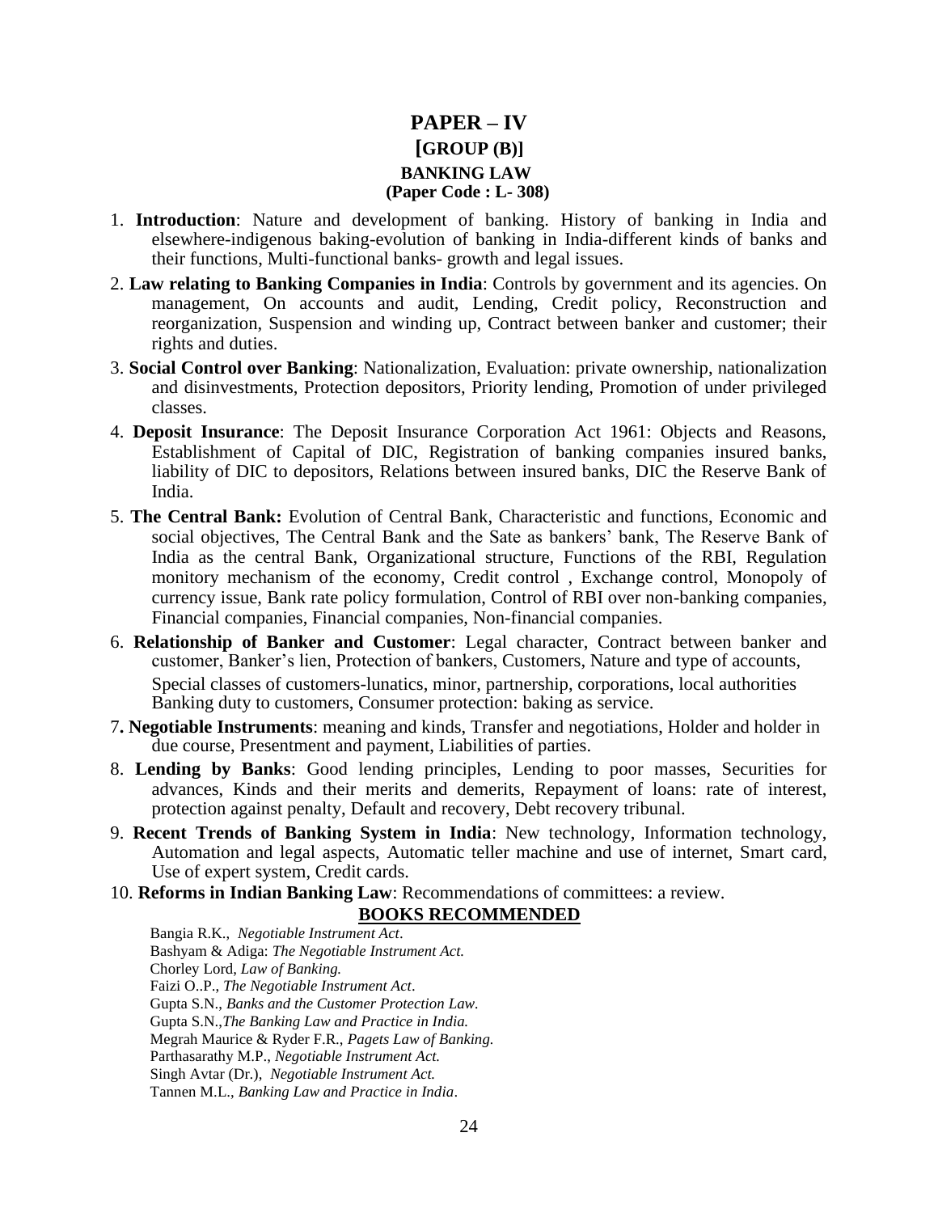# PAPER – IV
## [GROUP (B)]
### BANKING LAW
### (Paper Code : L- 308)

1. **Introduction**: Nature and development of banking. History of banking in India and elsewhere-indigenous baking-evolution of banking in India-different kinds of banks and their functions, Multi-functional banks- growth and legal issues.
2. **Law relating to Banking Companies in India**: Controls by government and its agencies. On management, On accounts and audit, Lending, Credit policy, Reconstruction and reorganization, Suspension and winding up, Contract between banker and customer; their rights and duties.
3. **Social Control over Banking**: Nationalization, Evaluation: private ownership, nationalization and disinvestments, Protection depositors, Priority lending, Promotion of under privileged classes.
4. **Deposit Insurance**: The Deposit Insurance Corporation Act 1961: Objects and Reasons, Establishment of Capital of DIC, Registration of banking companies insured banks, liability of DIC to depositors, Relations between insured banks, DIC the Reserve Bank of India.
5. **The Central Bank:** Evolution of Central Bank, Characteristic and functions, Economic and social objectives, The Central Bank and the Sate as bankers' bank, The Reserve Bank of India as the central Bank, Organizational structure, Functions of the RBI, Regulation monitory mechanism of the economy, Credit control , Exchange control, Monopoly of currency issue, Bank rate policy formulation, Control of RBI over non-banking companies, Financial companies, Financial companies, Non-financial companies.
6. **Relationship of Banker and Customer**: Legal character, Contract between banker and customer, Banker's lien, Protection of bankers, Customers, Nature and type of accounts, Special classes of customers-lunatics, minor, partnership, corporations, local authorities Banking duty to customers, Consumer protection: baking as service.
7. **Negotiable Instruments**: meaning and kinds, Transfer and negotiations, Holder and holder in due course, Presentment and payment, Liabilities of parties.
8. **Lending by Banks**: Good lending principles, Lending to poor masses, Securities for advances, Kinds and their merits and demerits, Repayment of loans: rate of interest, protection against penalty, Default and recovery, Debt recovery tribunal.
9. **Recent Trends of Banking System in India**: New technology, Information technology, Automation and legal aspects, Automatic teller machine and use of internet, Smart card, Use of expert system, Credit cards.
10. **Reforms in Indian Banking Law**: Recommendations of committees: a review.

**BOOKS RECOMMENDED**

Bangia R.K., *Negotiable Instrument Act*.
Bashyam & Adiga: *The Negotiable Instrument Act.*
Chorley Lord, *Law of Banking.*
Faizi O..P., *The Negotiable Instrument Act*.
Gupta S.N., *Banks and the Customer Protection Law.*
Gupta S.N.,*The Banking Law and Practice in India.*
Megrah Maurice & Ryder F.R., *Pagets Law of Banking.*
Parthasarathy M.P., *Negotiable Instrument Act.*
Singh Avtar (Dr.), *Negotiable Instrument Act.*
Tannen M.L., *Banking Law and Practice in India*.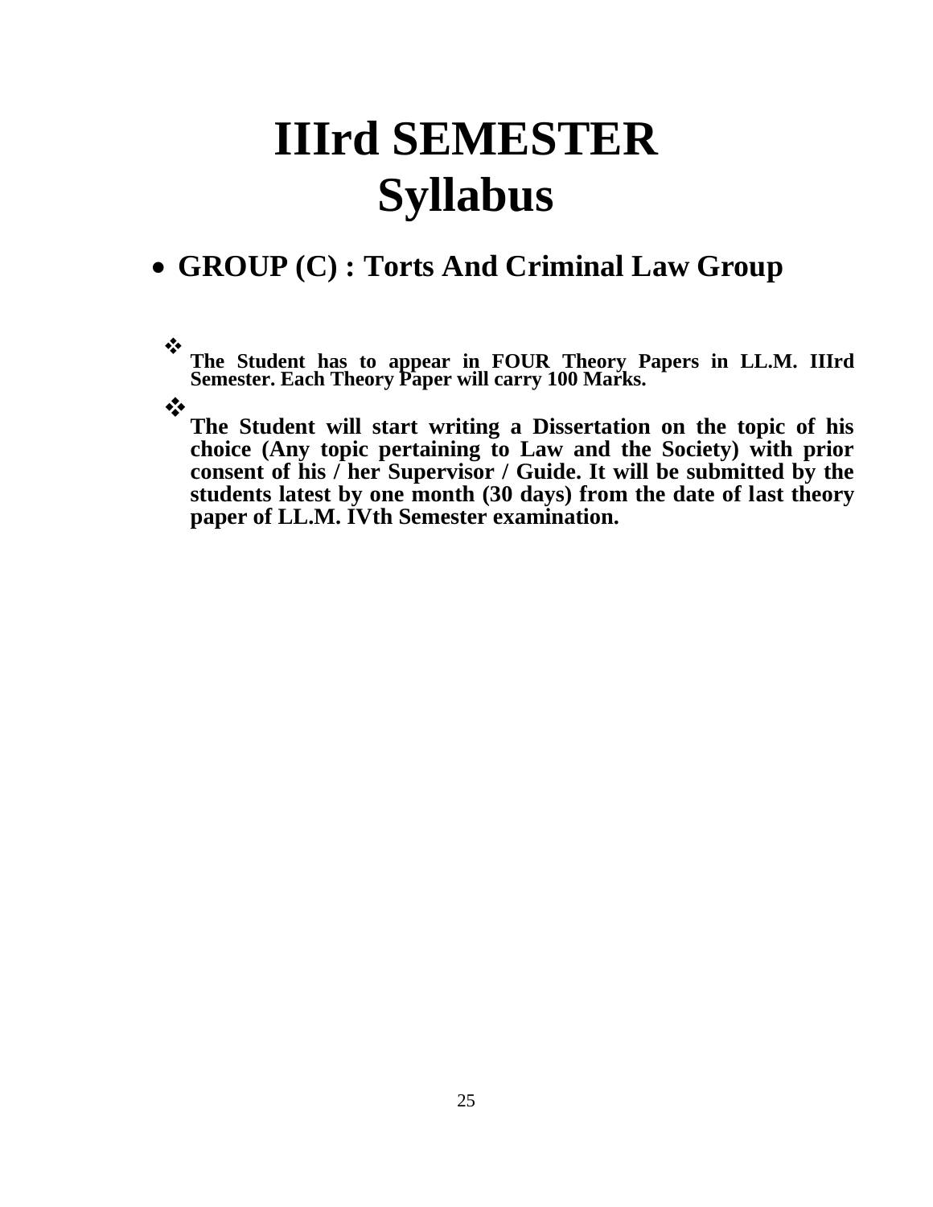# IIIrd SEMESTER Syllabus

- **GROUP (C) : Torts And Criminal Law Group**

  - **The Student has to appear in FOUR Theory Papers in LL.M. IIIrd Semester. Each Theory Paper will carry 100 Marks.**

  - **The Student will start writing a Dissertation on the topic of his choice (Any topic pertaining to Law and the Society) with prior consent of his / her Supervisor / Guide. It will be submitted by the students latest by one month (30 days) from the date of last theory paper of LL.M. IVth Semester examination.**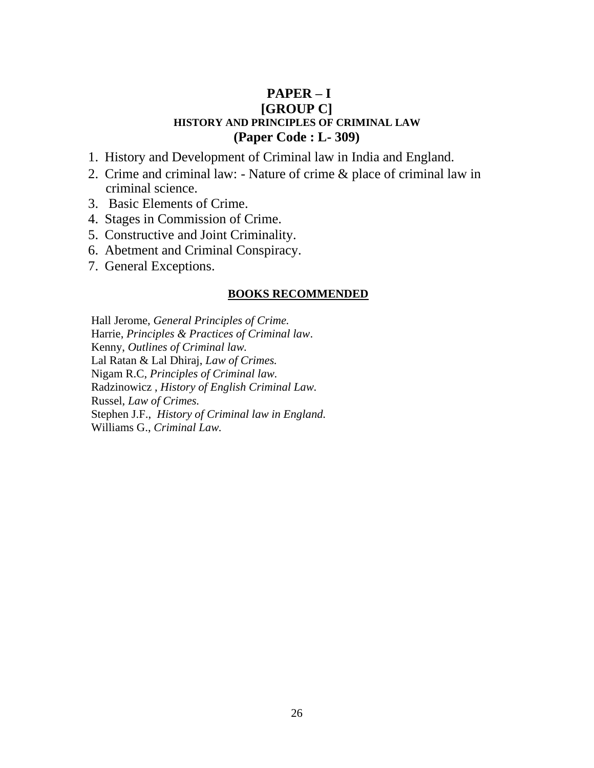# PAPER – I
## [GROUP C]
### HISTORY AND PRINCIPLES OF CRIMINAL LAW
## (Paper Code : L- 309)

1. History and Development of Criminal law in India and England.
2. Crime and criminal law: - Nature of crime & place of criminal law in criminal science.
3. Basic Elements of Crime.
4. Stages in Commission of Crime.
5. Constructive and Joint Criminality.
6. Abetment and Criminal Conspiracy.
7. General Exceptions.

**BOOKS RECOMMENDED**

Hall Jerome, *General Principles of Crime.*
Harrie, *Principles & Practices of Criminal law*.
Kenny, *Outlines of Criminal law.*
Lal Ratan & Lal Dhiraj, *Law of Crimes.*
Nigam R.C, *Principles of Criminal law.*
Radzinowicz , *History of English Criminal Law.*
Russel, *Law of Crimes.*
Stephen J.F., *History of Criminal law in England.*
Williams G., *Criminal Law.*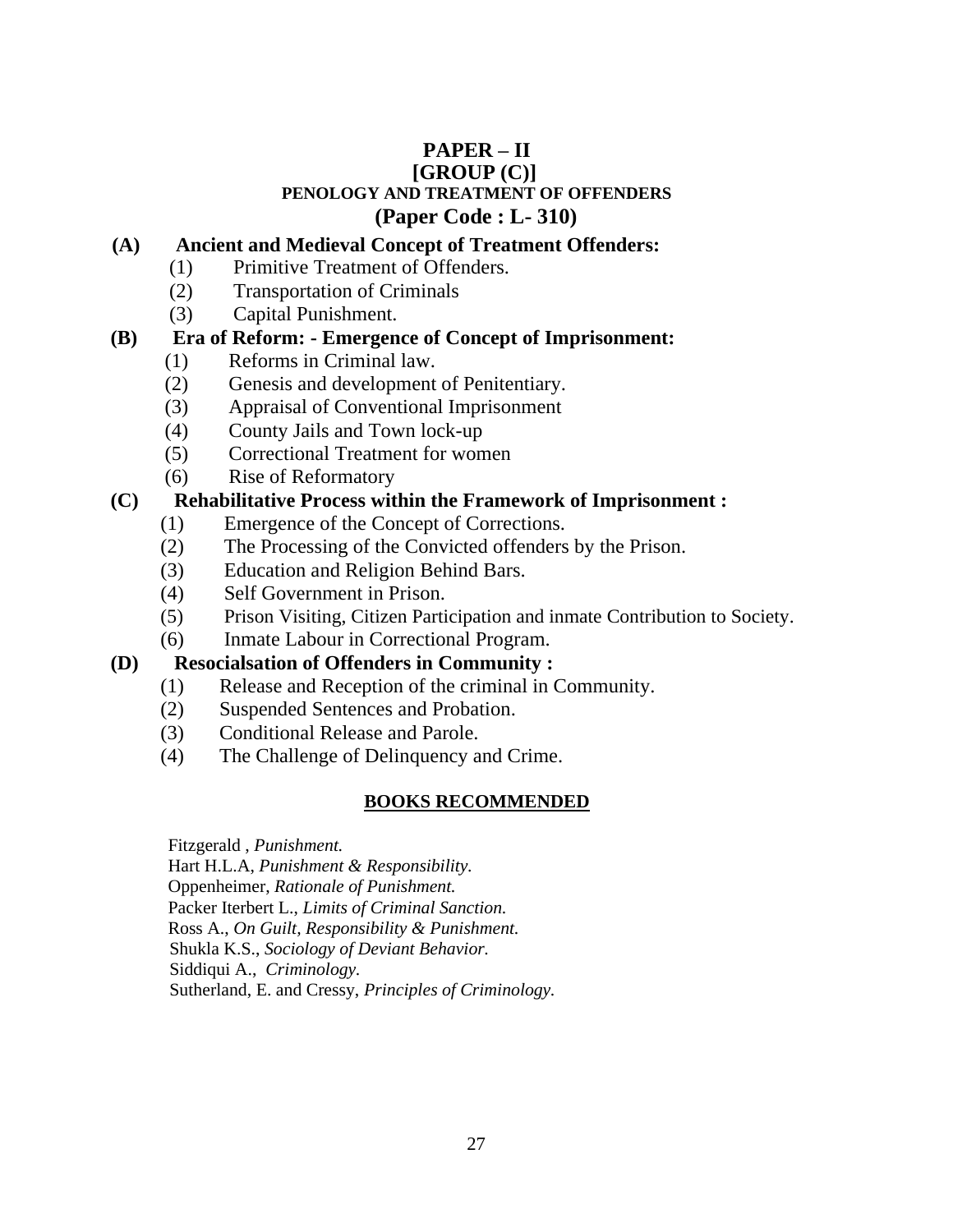# PAPER – II
## [GROUP (C)]
### PENOLOGY AND TREATMENT OF OFFENDERS
### (Paper Code : L- 310)

**(A) Ancient and Medieval Concept of Treatment Offenders:**

(1) Primitive Treatment of Offenders.
(2) Transportation of Criminals
(3) Capital Punishment.

**(B) Era of Reform: - Emergence of Concept of Imprisonment:**

(1) Reforms in Criminal law.
(2) Genesis and development of Penitentiary.
(3) Appraisal of Conventional Imprisonment
(4) County Jails and Town lock-up
(5) Correctional Treatment for women
(6) Rise of Reformatory

**(C) Rehabilitative Process within the Framework of Imprisonment :**

(1) Emergence of the Concept of Corrections.
(2) The Processing of the Convicted offenders by the Prison.
(3) Education and Religion Behind Bars.
(4) Self Government in Prison.
(5) Prison Visiting, Citizen Participation and inmate Contribution to Society.
(6) Inmate Labour in Correctional Program.

**(D) Resocialsation of Offenders in Community :**

(1) Release and Reception of the criminal in Community.
(2) Suspended Sentences and Probation.
(3) Conditional Release and Parole.
(4) The Challenge of Delinquency and Crime.

**BOOKS RECOMMENDED**

Fitzgerald , *Punishment.*
Hart H.L.A, *Punishment & Responsibility.*
Oppenheimer, *Rationale of Punishment.*
Packer Iterbert L., *Limits of Criminal Sanction.*
Ross A., *On Guilt, Responsibility & Punishment.*
Shukla K.S., *Sociology of Deviant Behavior.*
Siddiqui A., *Criminology.*
Sutherland, E. and Cressy, *Principles of Criminology.*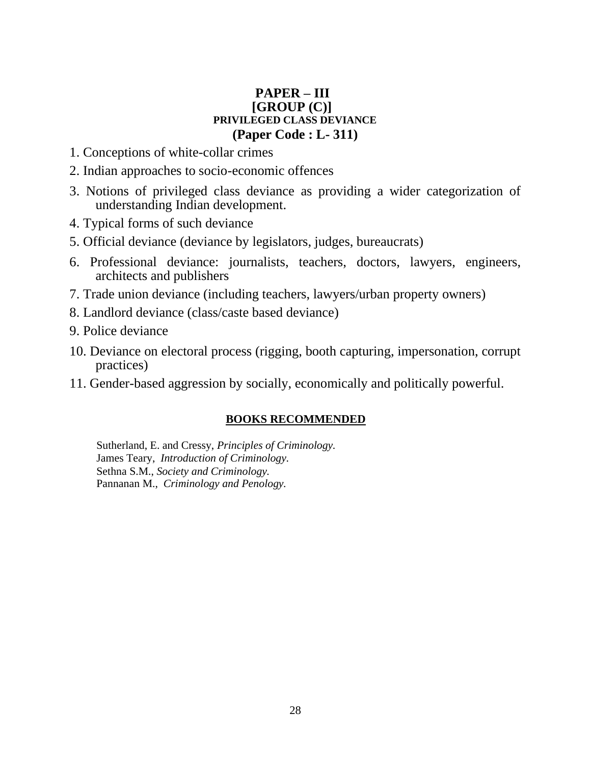## PAPER – III
## [GROUP (C)]
### PRIVILEGED CLASS DEVIANCE
### (Paper Code : L- 311)

1. Conceptions of white-collar crimes
2. Indian approaches to socio-economic offences
3. Notions of privileged class deviance as providing a wider categorization of understanding Indian development.
4. Typical forms of such deviance
5. Official deviance (deviance by legislators, judges, bureaucrats)
6. Professional deviance: journalists, teachers, doctors, lawyers, engineers, architects and publishers
7. Trade union deviance (including teachers, lawyers/urban property owners)
8. Landlord deviance (class/caste based deviance)
9. Police deviance
10. Deviance on electoral process (rigging, booth capturing, impersonation, corrupt practices)
11. Gender-based aggression by socially, economically and politically powerful.

**BOOKS RECOMMENDED**

Sutherland, E. and Cressy, *Principles of Criminology.*
James Teary, *Introduction of Criminology.*
Sethna S.M., *Society and Criminology.*
Pannanan M., *Criminology and Penology.*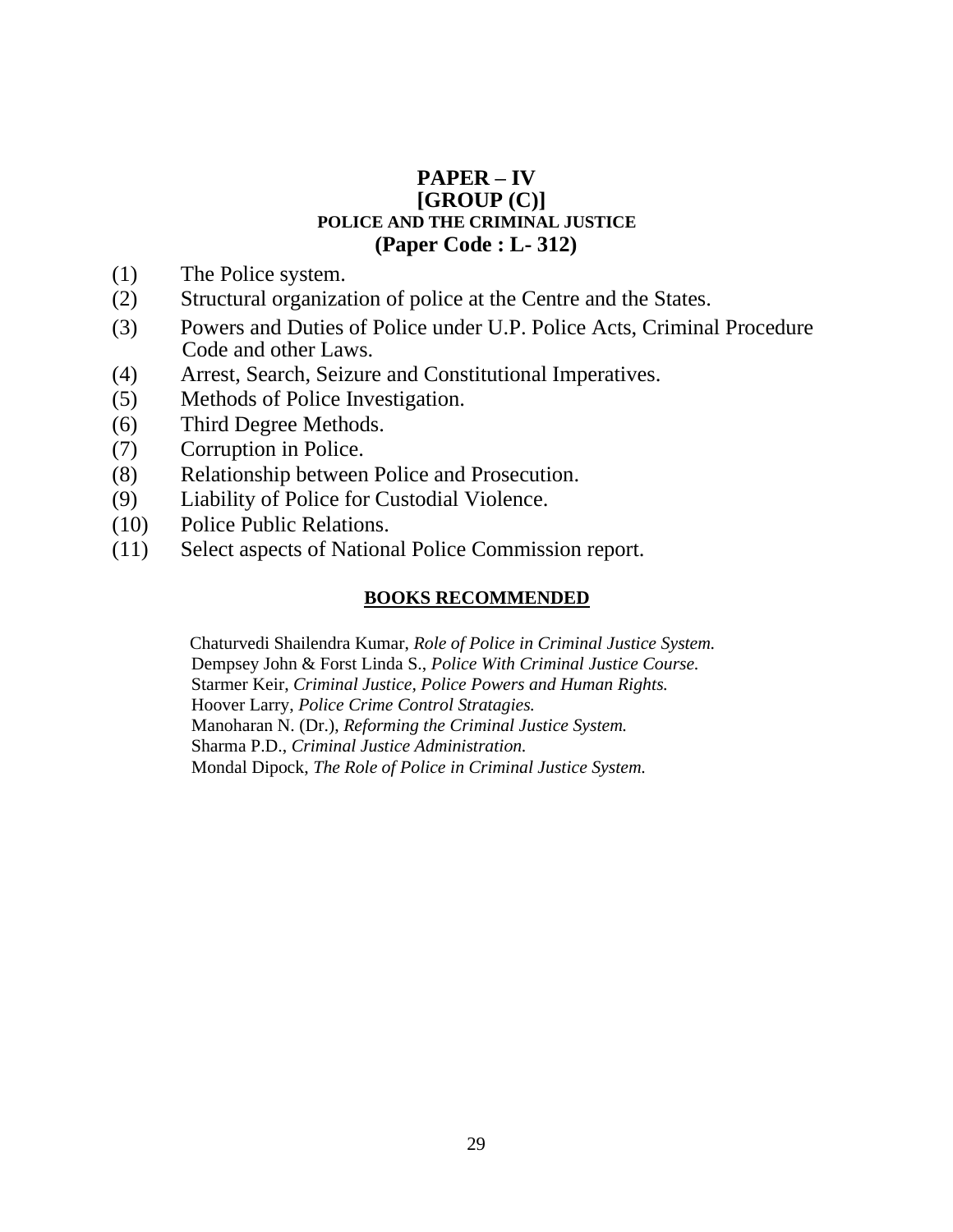# PAPER – IV
## [GROUP (C)]
### POLICE AND THE CRIMINAL JUSTICE
**(Paper Code : L- 312)**

(1) The Police system.
(2) Structural organization of police at the Centre and the States.
(3) Powers and Duties of Police under U.P. Police Acts, Criminal Procedure Code and other Laws.
(4) Arrest, Search, Seizure and Constitutional Imperatives.
(5) Methods of Police Investigation.
(6) Third Degree Methods.
(7) Corruption in Police.
(8) Relationship between Police and Prosecution.
(9) Liability of Police for Custodial Violence.
(10) Police Public Relations.
(11) Select aspects of National Police Commission report.

**BOOKS RECOMMENDED**

Chaturvedi Shailendra Kumar, *Role of Police in Criminal Justice System.*
Dempsey John & Forst Linda S., *Police With Criminal Justice Course.*
Starmer Keir, *Criminal Justice, Police Powers and Human Rights.*
Hoover Larry, *Police Crime Control Stratagies.*
Manoharan N. (Dr.), *Reforming the Criminal Justice System.*
Sharma P.D., *Criminal Justice Administration.*
Mondal Dipock, *The Role of Police in Criminal Justice System.*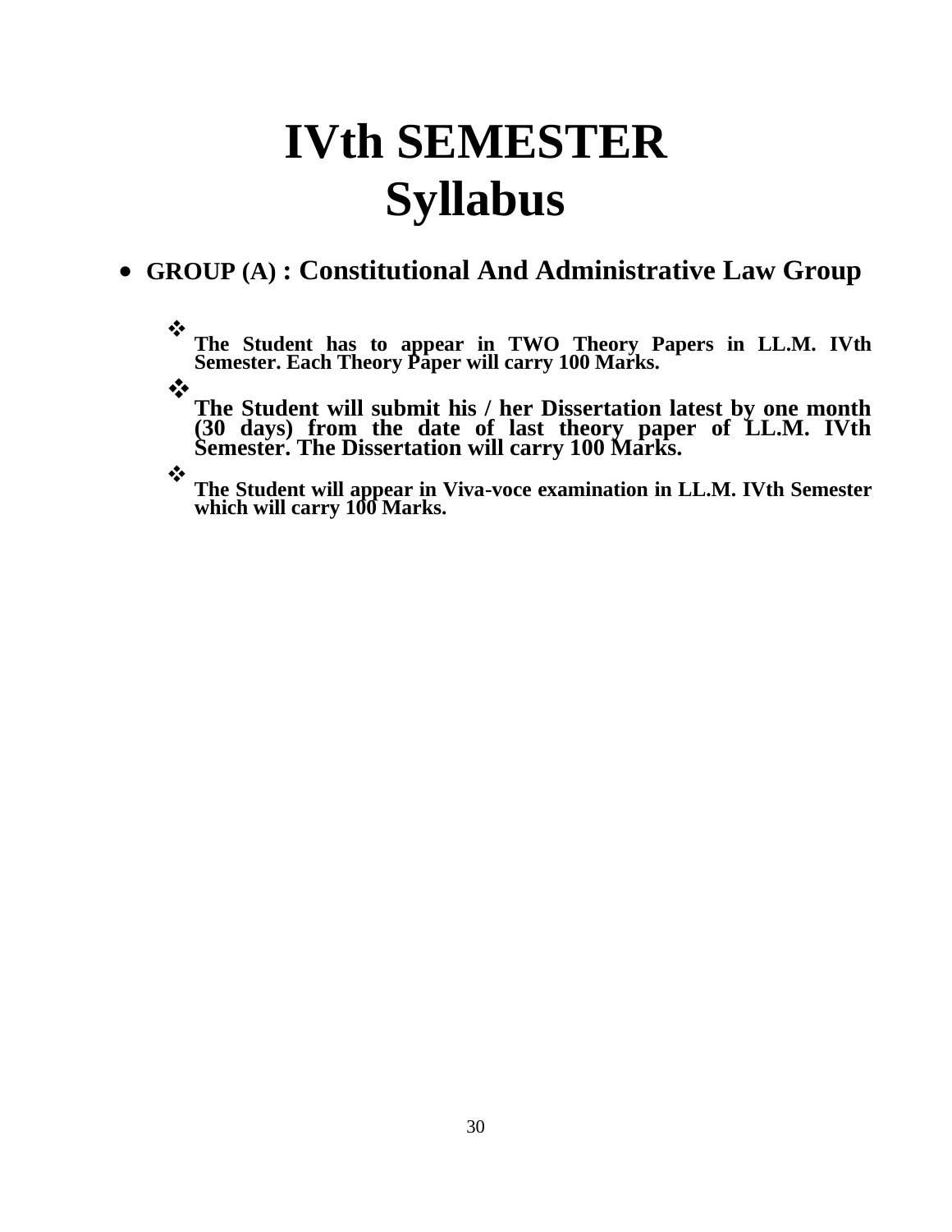# IVth SEMESTER
# Syllabus

- **GROUP (A) : Constitutional And Administrative Law Group**

  - **The Student has to appear in TWO Theory Papers in LL.M. IVth Semester. Each Theory Paper will carry 100 Marks.**
  - **The Student will submit his / her Dissertation latest by one month (30 days) from the date of last theory paper of LL.M. IVth Semester. The Dissertation will carry 100 Marks.**
  - **The Student will appear in Viva-voce examination in LL.M. IVth Semester which will carry 100 Marks.**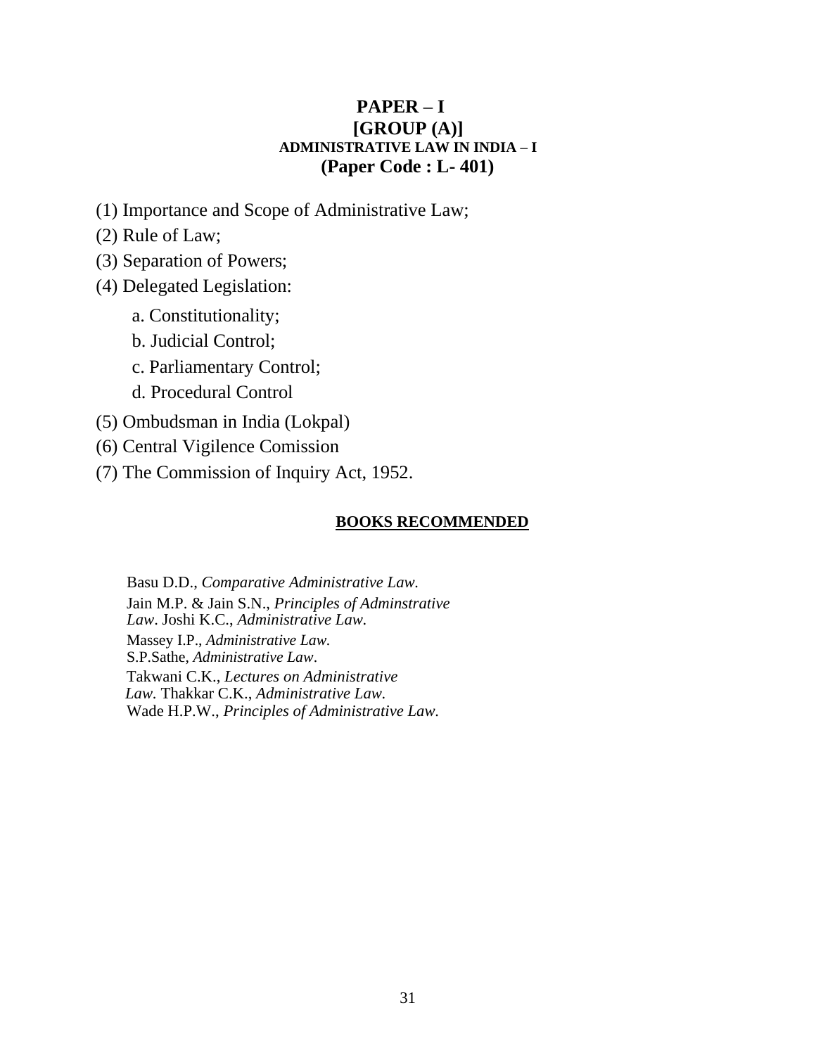## PAPER – I
## [GROUP (A)]
### ADMINISTRATIVE LAW IN INDIA – I
## (Paper Code : L- 401)

(1) Importance and Scope of Administrative Law;

(2) Rule of Law;

(3) Separation of Powers;

(4) Delegated Legislation:

- a. Constitutionality;
- b. Judicial Control;
- c. Parliamentary Control;
- d. Procedural Control

(5) Ombudsman in India (Lokpal)

(6) Central Vigilence Comission

(7) The Commission of Inquiry Act, 1952.

**BOOKS RECOMMENDED**

Basu D.D., *Comparative Administrative Law.*
Jain M.P. & Jain S.N., *Principles of Adminstrative Law*. Joshi K.C., *Administrative Law.*
Massey I.P., *Administrative Law.*
S.P.Sathe, *Administrative Law*.
Takwani C.K., *Lectures on Administrative Law.* Thakkar C.K., *Administrative Law.*
Wade H.P.W., *Principles of Administrative Law.*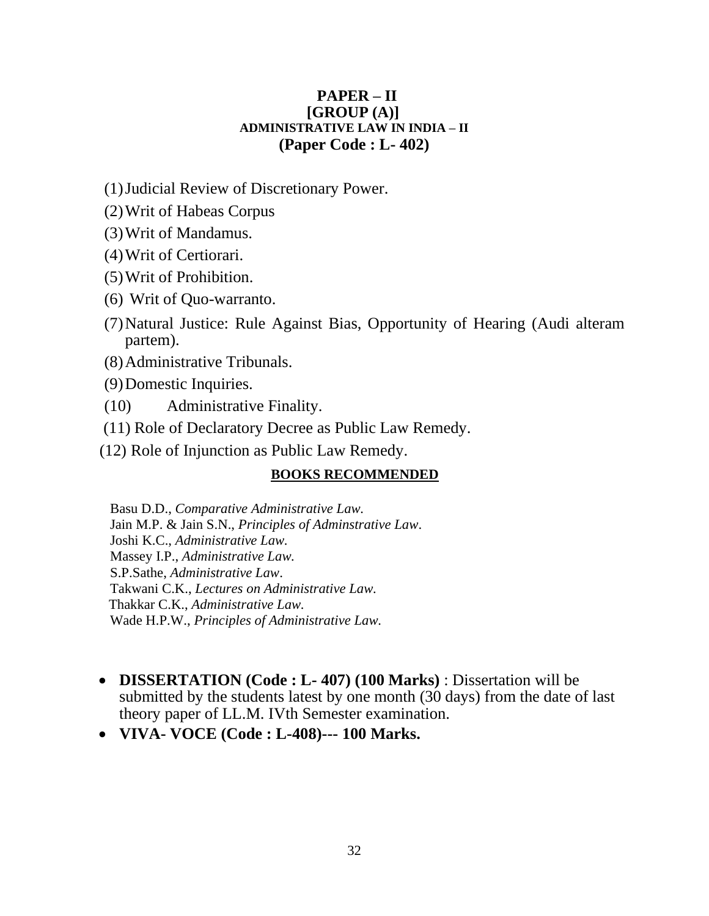**PAPER – II**
**[GROUP (A)]**
**ADMINISTRATIVE LAW IN INDIA – II**
**(Paper Code : L- 402)**

(1) Judicial Review of Discretionary Power.

(2) Writ of Habeas Corpus

(3) Writ of Mandamus.

(4) Writ of Certiorari.

(5) Writ of Prohibition.

(6) Writ of Quo-warranto.

(7) Natural Justice: Rule Against Bias, Opportunity of Hearing (Audi alteram partem).

(8) Administrative Tribunals.

(9) Domestic Inquiries.

(10) Administrative Finality.

(11) Role of Declaratory Decree as Public Law Remedy.

(12) Role of Injunction as Public Law Remedy.

**BOOKS RECOMMENDED**

Basu D.D., *Comparative Administrative Law.*
Jain M.P. & Jain S.N., *Principles of Adminstrative Law*.
Joshi K.C., *Administrative Law.*
Massey I.P., *Administrative Law.*
S.P.Sathe, *Administrative Law*.
Takwani C.K., *Lectures on Administrative Law.*
Thakkar C.K., *Administrative Law.*
Wade H.P.W., *Principles of Administrative Law.*

- **DISSERTATION (Code : L- 407) (100 Marks)** : Dissertation will be submitted by the students latest by one month (30 days) from the date of last theory paper of LL.M. IVth Semester examination.
- **VIVA- VOCE (Code : L-408)--- 100 Marks.**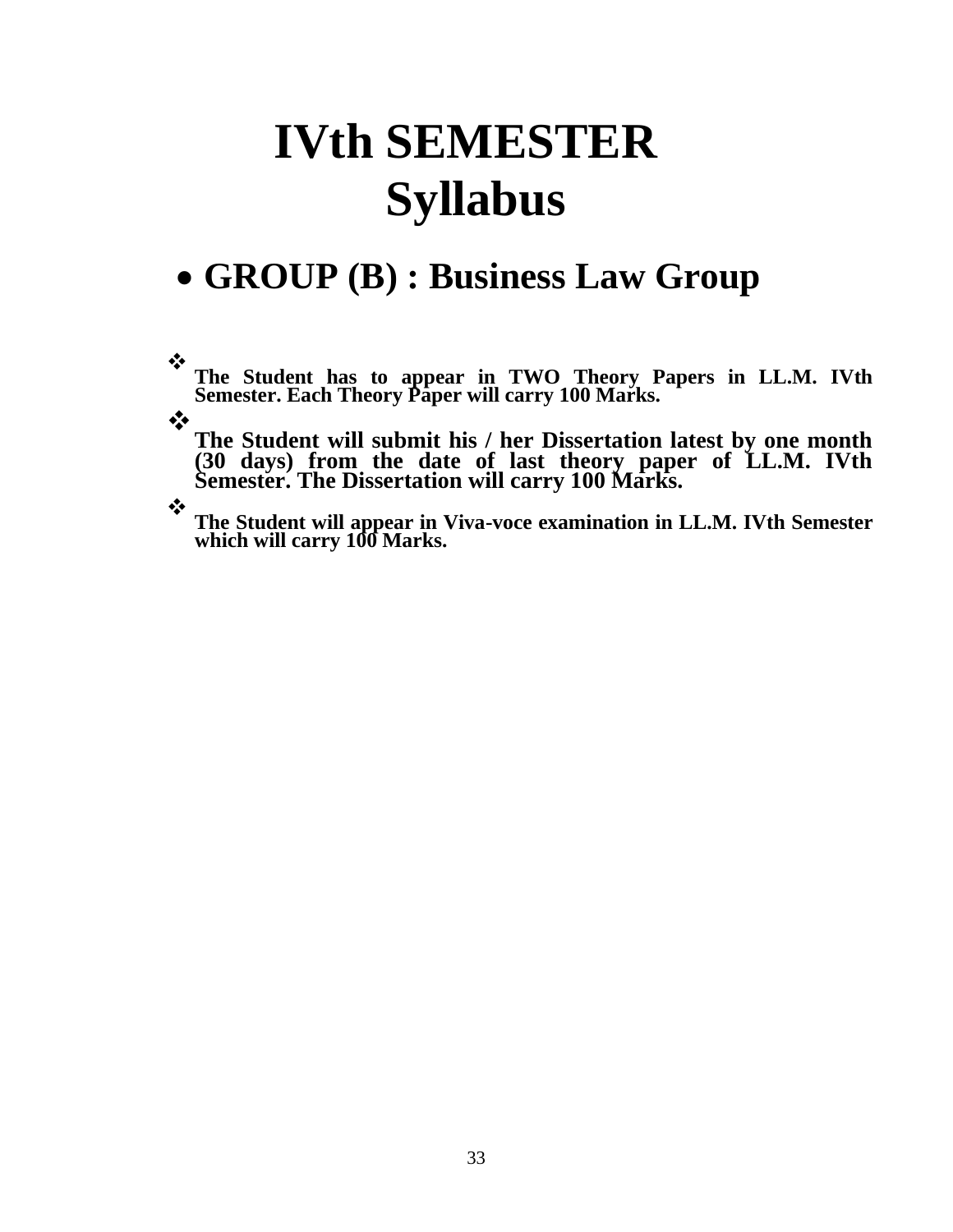# IVth SEMESTER Syllabus

## • GROUP (B) : Business Law Group

- **The Student has to appear in TWO Theory Papers in LL.M. IVth Semester. Each Theory Paper will carry 100 Marks.**
- **The Student will submit his / her Dissertation latest by one month (30 days) from the date of last theory paper of LL.M. IVth Semester. The Dissertation will carry 100 Marks.**
- **The Student will appear in Viva-voce examination in LL.M. IVth Semester which will carry 100 Marks.**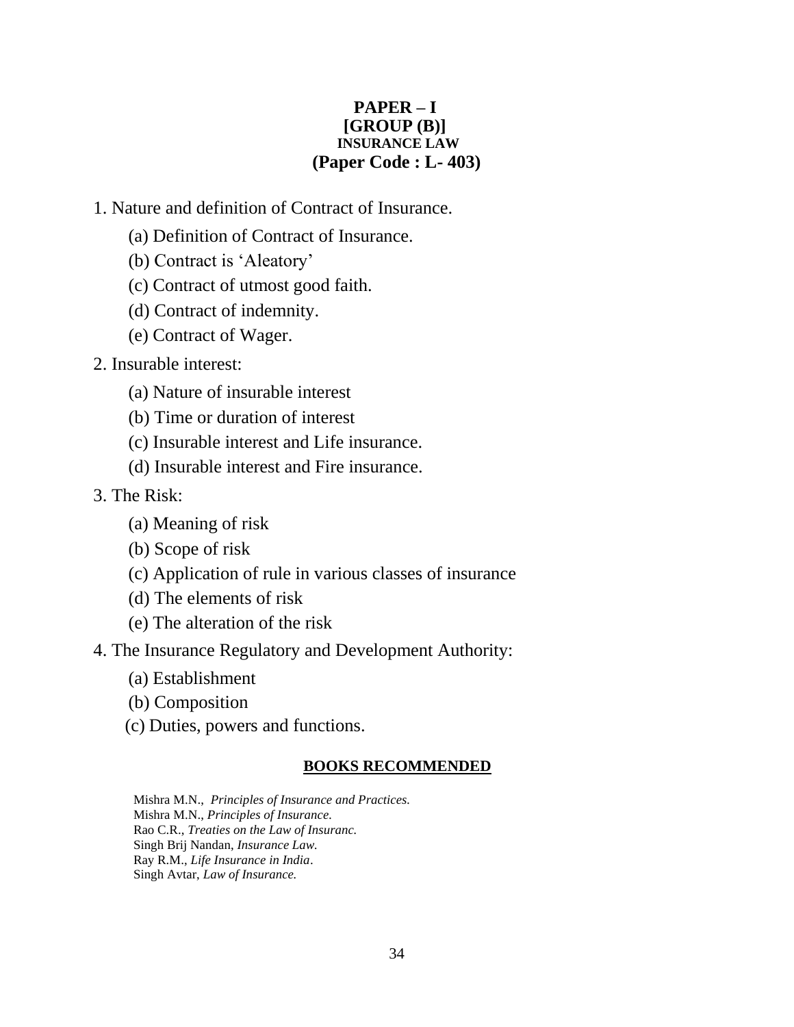# PAPER – I
## [GROUP (B)]
### INSURANCE LAW
## (Paper Code : L- 403)

1. Nature and definition of Contract of Insurance.
   - (a) Definition of Contract of Insurance.
   - (b) Contract is 'Aleatory'
   - (c) Contract of utmost good faith.
   - (d) Contract of indemnity.
   - (e) Contract of Wager.
2. Insurable interest:
   - (a) Nature of insurable interest
   - (b) Time or duration of interest
   - (c) Insurable interest and Life insurance.
   - (d) Insurable interest and Fire insurance.
3. The Risk:
   - (a) Meaning of risk
   - (b) Scope of risk
   - (c) Application of rule in various classes of insurance
   - (d) The elements of risk
   - (e) The alteration of the risk
4. The Insurance Regulatory and Development Authority:
   - (a) Establishment
   - (b) Composition
   - (c) Duties, powers and functions.

**BOOKS RECOMMENDED**

Mishra M.N., *Principles of Insurance and Practices.*
Mishra M.N., *Principles of Insurance.*
Rao C.R., *Treaties on the Law of Insuranc.*
Singh Brij Nandan, *Insurance Law.*
Ray R.M., *Life Insurance in India*.
Singh Avtar, *Law of Insurance.*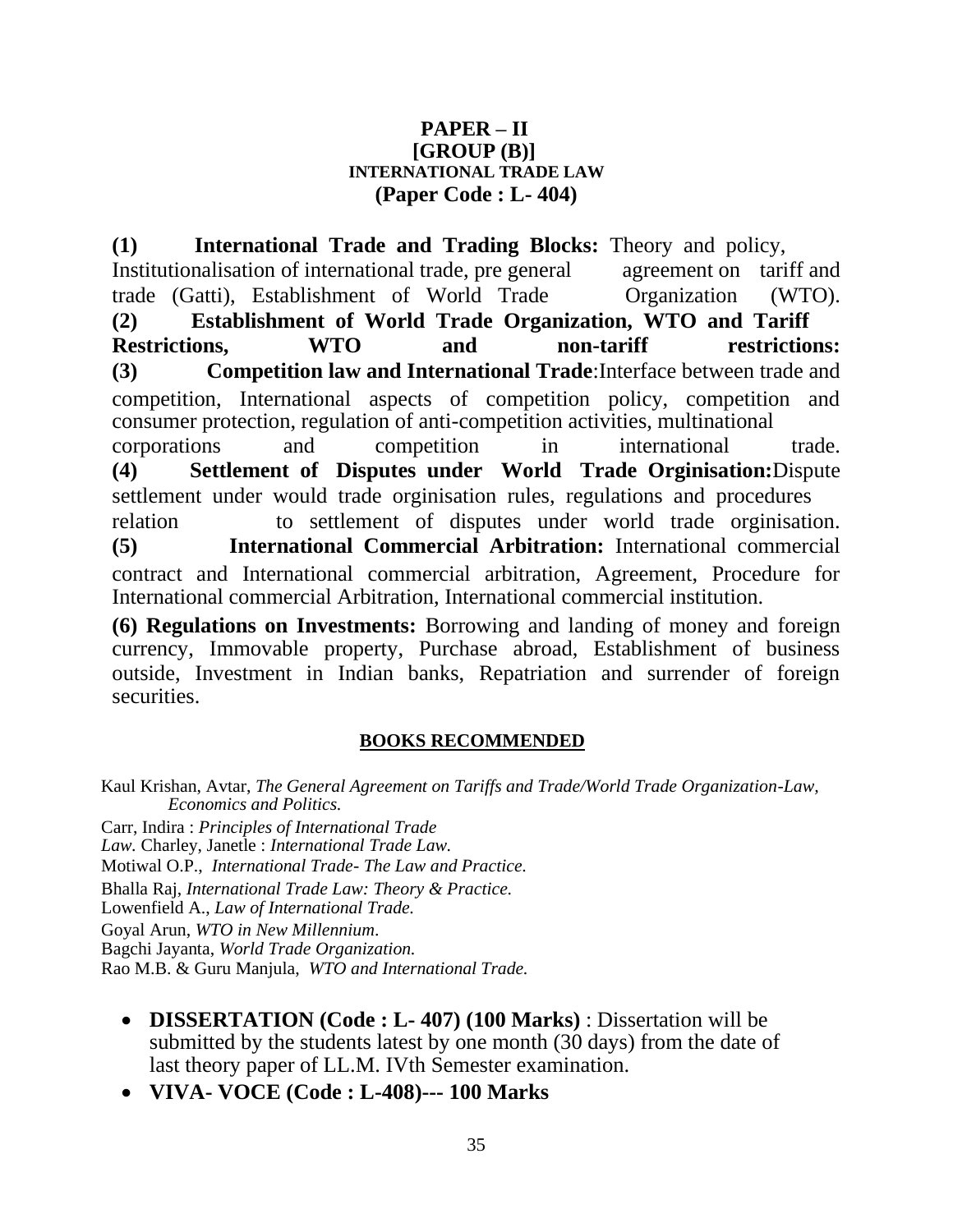**PAPER – II**
**[GROUP (B)]**
**INTERNATIONAL TRADE LAW**
**(Paper Code : L- 404)**

**(1) International Trade and Trading Blocks:** Theory and policy, Institutionalisation of international trade, pre general agreement on tariff and trade (Gatti), Establishment of World Trade Organization (WTO).

**(2) Establishment of World Trade Organization, WTO and Tariff Restrictions, WTO and non-tariff restrictions:**

**(3) Competition law and International Trade**:Interface between trade and competition, International aspects of competition policy, competition and consumer protection, regulation of anti-competition activities, multinational corporations and competition in international trade.

**(4) Settlement of Disputes under World Trade Orginisation:**Dispute settlement under would trade orginisation rules, regulations and procedures relation to settlement of disputes under world trade orginisation.

**(5) International Commercial Arbitration:** International commercial contract and International commercial arbitration, Agreement, Procedure for International commercial Arbitration, International commercial institution.

**(6) Regulations on Investments:** Borrowing and landing of money and foreign currency, Immovable property, Purchase abroad, Establishment of business outside, Investment in Indian banks, Repatriation and surrender of foreign securities.

**BOOKS RECOMMENDED**

Kaul Krishan, Avtar, *The General Agreement on Tariffs and Trade/World Trade Organization-Law, Economics and Politics.*

Carr, Indira : *Principles of International Trade Law.* Charley, Janetle : *International Trade Law.*

Motiwal O.P., *International Trade- The Law and Practice.*

Bhalla Raj, *International Trade Law: Theory & Practice.*

Lowenfield A., *Law of International Trade.*

Goyal Arun, *WTO in New Millennium*.

Bagchi Jayanta, *World Trade Organization.*

Rao M.B. & Guru Manjula, *WTO and International Trade.*

- **DISSERTATION (Code : L- 407) (100 Marks)** : Dissertation will be submitted by the students latest by one month (30 days) from the date of last theory paper of LL.M. IVth Semester examination.
- **VIVA- VOCE (Code : L-408)--- 100 Marks**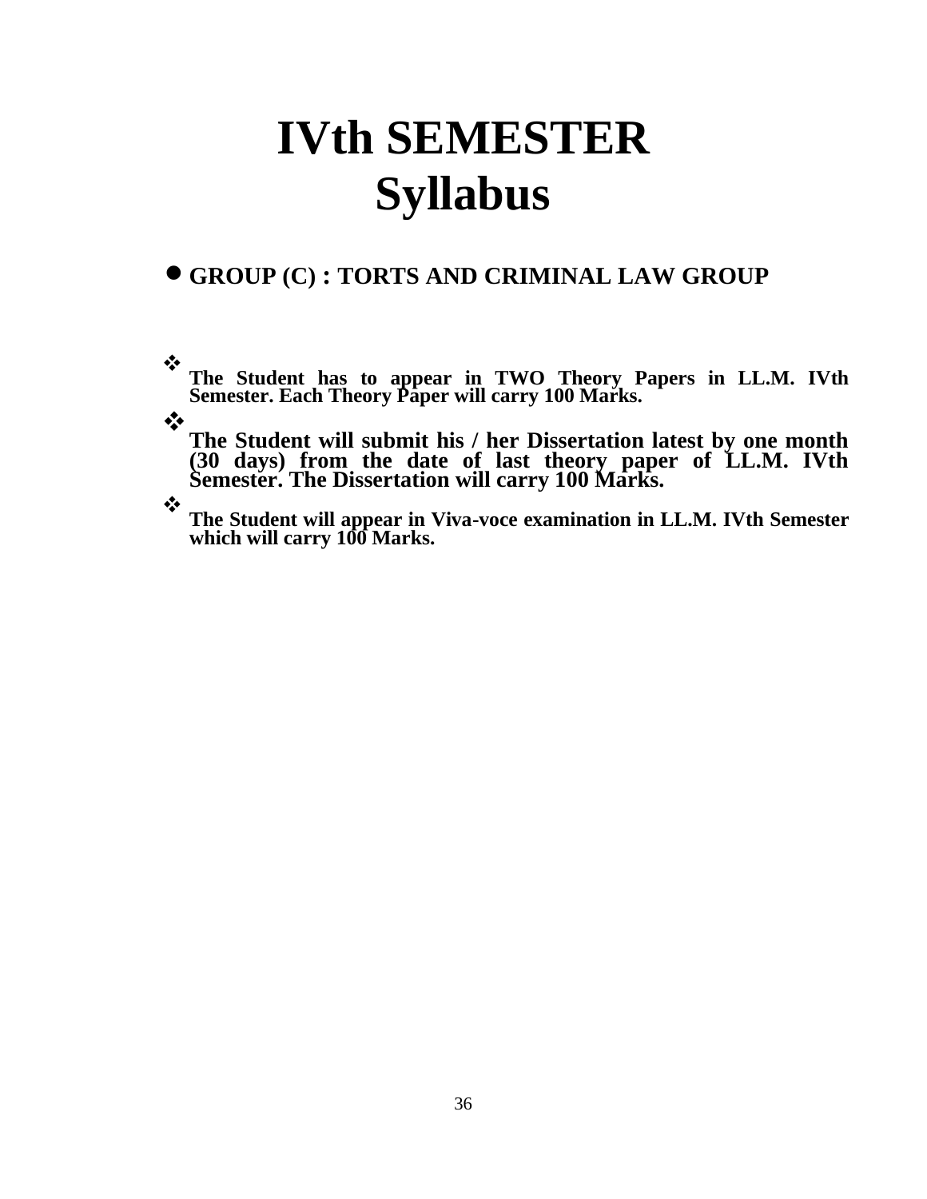# IVth SEMESTER
# Syllabus

- **GROUP (C) : TORTS AND CRIMINAL LAW GROUP**

- **The Student has to appear in TWO Theory Papers in LL.M. IVth Semester. Each Theory Paper will carry 100 Marks.**
- **The Student will submit his / her Dissertation latest by one month (30 days) from the date of last theory paper of LL.M. IVth Semester. The Dissertation will carry 100 Marks.**
- **The Student will appear in Viva-voce examination in LL.M. IVth Semester which will carry 100 Marks.**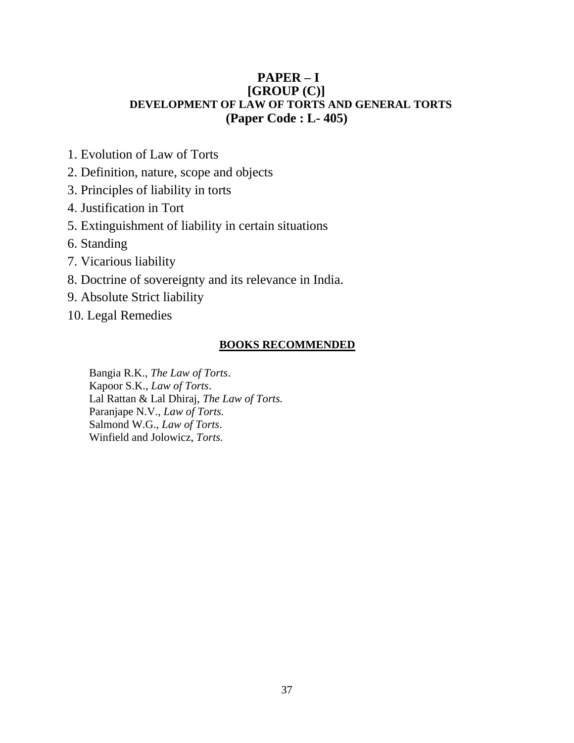# PAPER – I
## [GROUP (C)]
### DEVELOPMENT OF LAW OF TORTS AND GENERAL TORTS
### (Paper Code : L- 405)

1. Evolution of Law of Torts
2. Definition, nature, scope and objects
3. Principles of liability in torts
4. Justification in Tort
5. Extinguishment of liability in certain situations
6. Standing
7. Vicarious liability
8. Doctrine of sovereignty and its relevance in India.
9. Absolute Strict liability
10. Legal Remedies

**BOOKS RECOMMENDED**

Bangia R.K., *The Law of Torts*.
Kapoor S.K., *Law of Torts*.
Lal Rattan & Lal Dhiraj, *The Law of Torts.*
Paranjape N.V., *Law of Torts.*
Salmond W.G., *Law of Torts*.
Winfield and Jolowicz, *Torts.*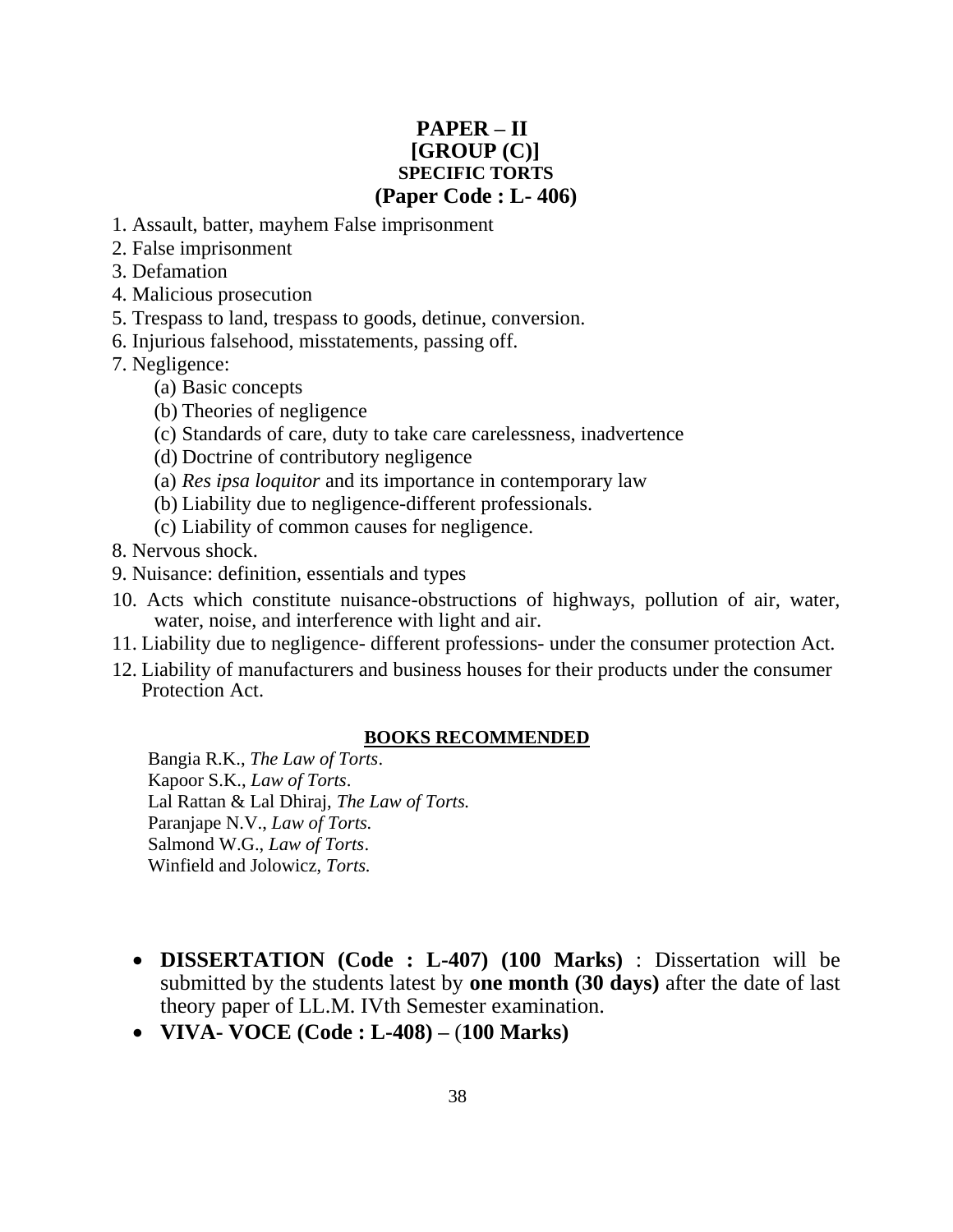# PAPER – II
## [GROUP (C)]
### SPECIFIC TORTS
### (Paper Code : L- 406)

1. Assault, batter, mayhem False imprisonment
2. False imprisonment
3. Defamation
4. Malicious prosecution
5. Trespass to land, trespass to goods, detinue, conversion.
6. Injurious falsehood, misstatements, passing off.
7. Negligence:
   - (a) Basic concepts
   - (b) Theories of negligence
   - (c) Standards of care, duty to take care carelessness, inadvertence
   - (d) Doctrine of contributory negligence
   - (a) *Res ipsa loquitor* and its importance in contemporary law
   - (b) Liability due to negligence-different professionals.
   - (c) Liability of common causes for negligence.
8. Nervous shock.
9. Nuisance: definition, essentials and types
10. Acts which constitute nuisance-obstructions of highways, pollution of air, water, water, noise, and interference with light and air.
11. Liability due to negligence- different professions- under the consumer protection Act.
12. Liability of manufacturers and business houses for their products under the consumer Protection Act.

**BOOKS RECOMMENDED**

Bangia R.K., *The Law of Torts*.
Kapoor S.K., *Law of Torts*.
Lal Rattan & Lal Dhiraj, *The Law of Torts.*
Paranjape N.V., *Law of Torts.*
Salmond W.G., *Law of Torts*.
Winfield and Jolowicz, *Torts.*

- **DISSERTATION (Code : L-407) (100 Marks)** : Dissertation will be submitted by the students latest by **one month (30 days)** after the date of last theory paper of LL.M. IVth Semester examination.
- **VIVA- VOCE (Code : L-408) – (100 Marks)**